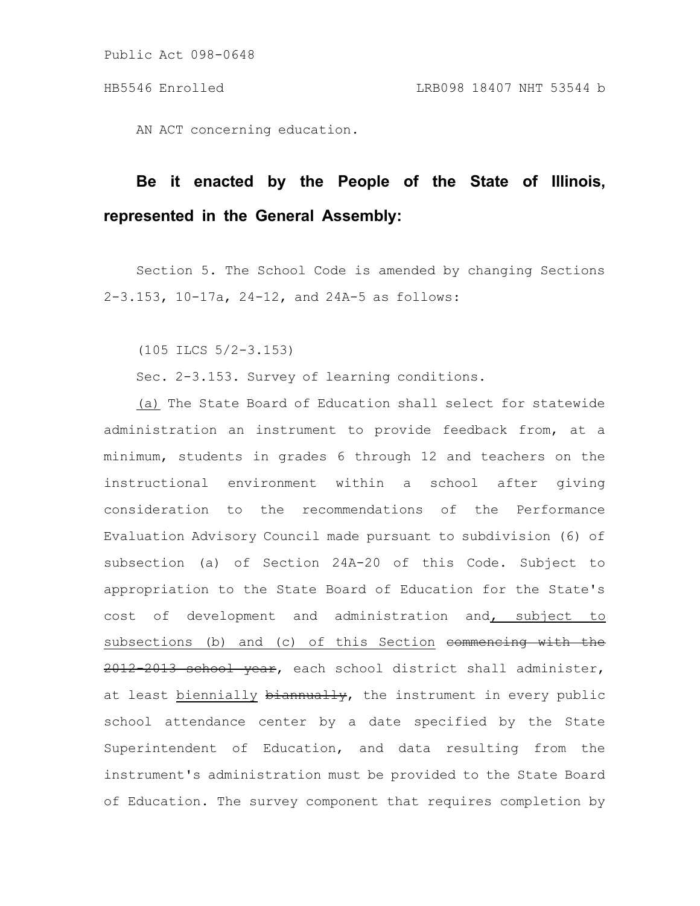AN ACT concerning education.

**Be it enacted by the People of the State of Illinois, represented in the General Assembly:**

Section 5. The School Code is amended by changing Sections 2-3.153, 10-17a, 24-12, and 24A-5 as follows:

(105 ILCS 5/2-3.153)

Sec. 2-3.153. Survey of learning conditions.

(a) The State Board of Education shall select for statewide administration an instrument to provide feedback from, at a minimum, students in grades 6 through 12 and teachers on the instructional environment within a school after giving consideration to the recommendations of the Performance Evaluation Advisory Council made pursuant to subdivision (6) of subsection (a) of Section 24A-20 of this Code. Subject to appropriation to the State Board of Education for the State's cost of development and administration and, subject to subsections (b) and (c) of this Section ~~commencing with the 2012-2013 school year~~, each school district shall administer, at least biennially ~~biannually~~, the instrument in every public school attendance center by a date specified by the State Superintendent of Education, and data resulting from the instrument's administration must be provided to the State Board of Education. The survey component that requires completion by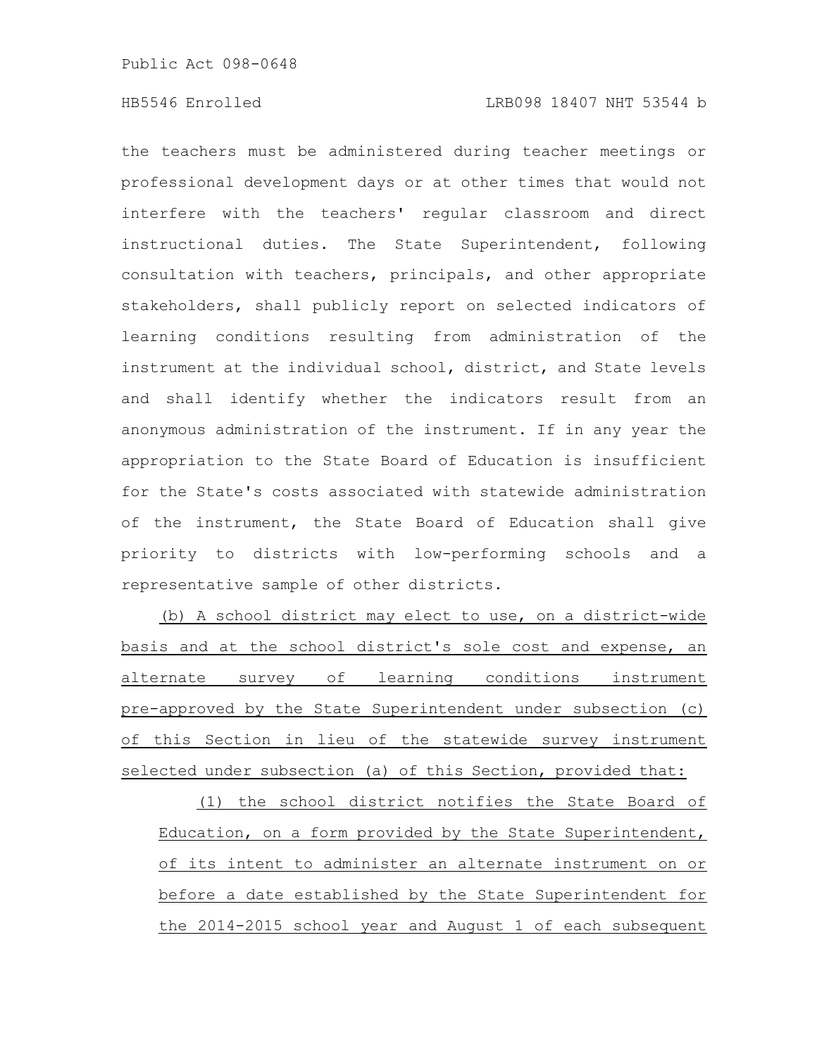the teachers must be administered during teacher meetings or professional development days or at other times that would not interfere with the teachers' regular classroom and direct instructional duties. The State Superintendent, following consultation with teachers, principals, and other appropriate stakeholders, shall publicly report on selected indicators of learning conditions resulting from administration of the instrument at the individual school, district, and State levels and shall identify whether the indicators result from an anonymous administration of the instrument. If in any year the appropriation to the State Board of Education is insufficient for the State's costs associated with statewide administration of the instrument, the State Board of Education shall give priority to districts with low-performing schools and a representative sample of other districts.

(b) A school district may elect to use, on a district-wide basis and at the school district's sole cost and expense, an alternate survey of learning conditions instrument pre-approved by the State Superintendent under subsection (c) of this Section in lieu of the statewide survey instrument selected under subsection (a) of this Section, provided that:

(1) the school district notifies the State Board of Education, on a form provided by the State Superintendent, of its intent to administer an alternate instrument on or before a date established by the State Superintendent for the 2014-2015 school year and August 1 of each subsequent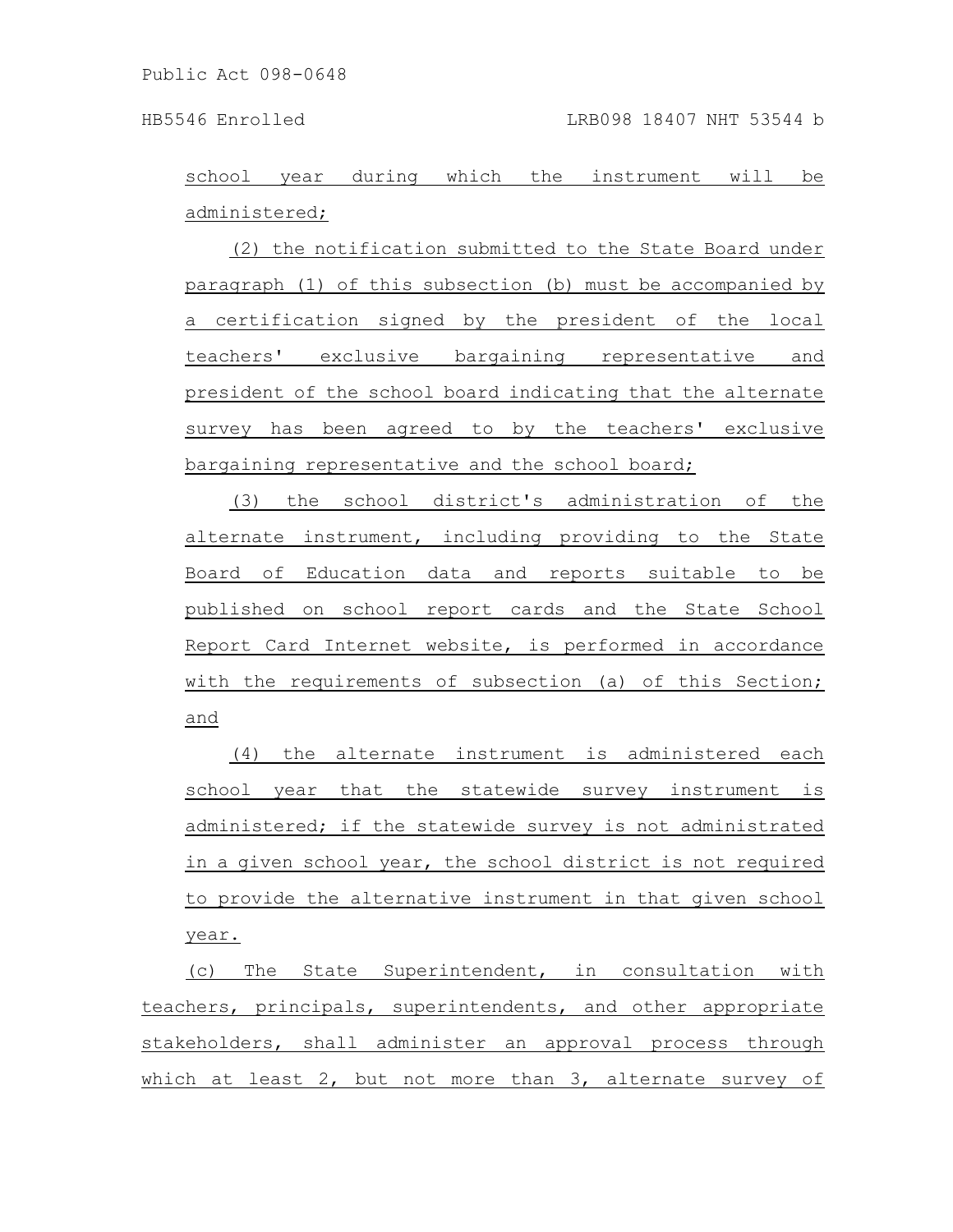school year during which the instrument will be administered;

(2) the notification submitted to the State Board under paragraph (1) of this subsection (b) must be accompanied by a certification signed by the president of the local teachers' exclusive bargaining representative and president of the school board indicating that the alternate survey has been agreed to by the teachers' exclusive bargaining representative and the school board;

(3) the school district's administration of the alternate instrument, including providing to the State Board of Education data and reports suitable to be published on school report cards and the State School Report Card Internet website, is performed in accordance with the requirements of subsection (a) of this Section; and

(4) the alternate instrument is administered each school year that the statewide survey instrument is administered; if the statewide survey is not administrated in a given school year, the school district is not required to provide the alternative instrument in that given school year.

(c) The State Superintendent, in consultation with teachers, principals, superintendents, and other appropriate stakeholders, shall administer an approval process through which at least 2, but not more than 3, alternate survey of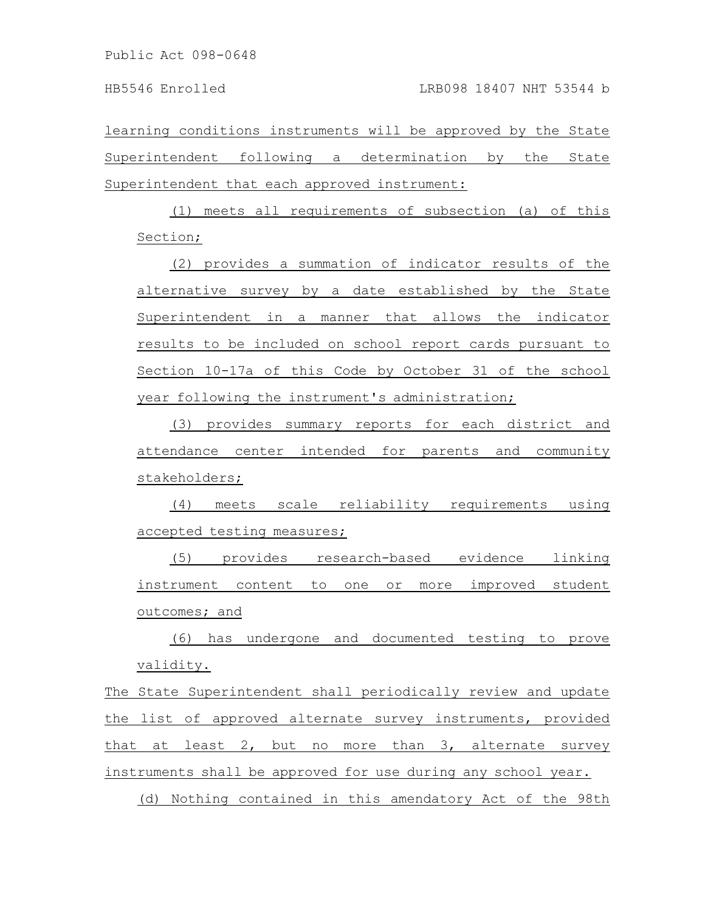learning conditions instruments will be approved by the State Superintendent following a determination by the State Superintendent that each approved instrument:

(1) meets all requirements of subsection (a) of this Section;

(2) provides a summation of indicator results of the alternative survey by a date established by the State Superintendent in a manner that allows the indicator results to be included on school report cards pursuant to Section 10-17a of this Code by October 31 of the school year following the instrument's administration;

(3) provides summary reports for each district and attendance center intended for parents and community stakeholders;

(4) meets scale reliability requirements using accepted testing measures;

(5) provides research-based evidence linking instrument content to one or more improved student outcomes; and

(6) has undergone and documented testing to prove validity.

The State Superintendent shall periodically review and update the list of approved alternate survey instruments, provided that at least 2, but no more than 3, alternate survey instruments shall be approved for use during any school year.

(d) Nothing contained in this amendatory Act of the 98th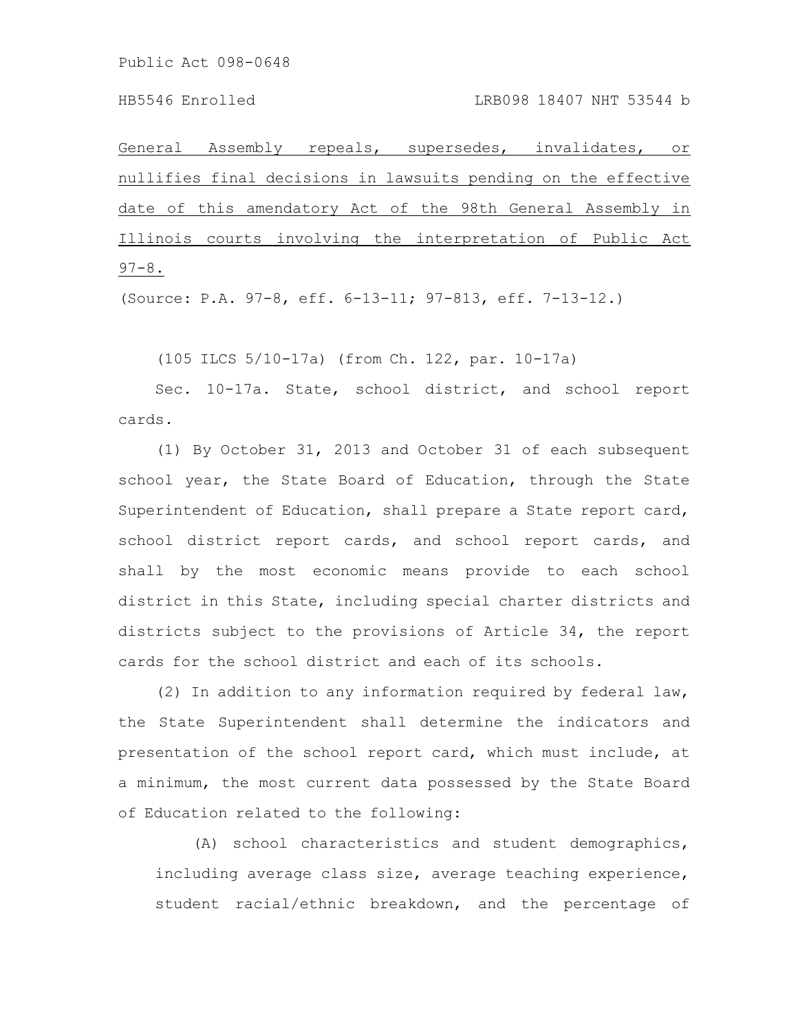General Assembly repeals, supersedes, invalidates, or nullifies final decisions in lawsuits pending on the effective date of this amendatory Act of the 98th General Assembly in Illinois courts involving the interpretation of Public Act 97-8.

(Source: P.A. 97-8, eff. 6-13-11; 97-813, eff. 7-13-12.)

(105 ILCS 5/10-17a) (from Ch. 122, par. 10-17a)

Sec. 10-17a. State, school district, and school report cards.

(1) By October 31, 2013 and October 31 of each subsequent school year, the State Board of Education, through the State Superintendent of Education, shall prepare a State report card, school district report cards, and school report cards, and shall by the most economic means provide to each school district in this State, including special charter districts and districts subject to the provisions of Article 34, the report cards for the school district and each of its schools.

(2) In addition to any information required by federal law, the State Superintendent shall determine the indicators and presentation of the school report card, which must include, at a minimum, the most current data possessed by the State Board of Education related to the following:

(A) school characteristics and student demographics, including average class size, average teaching experience, student racial/ethnic breakdown, and the percentage of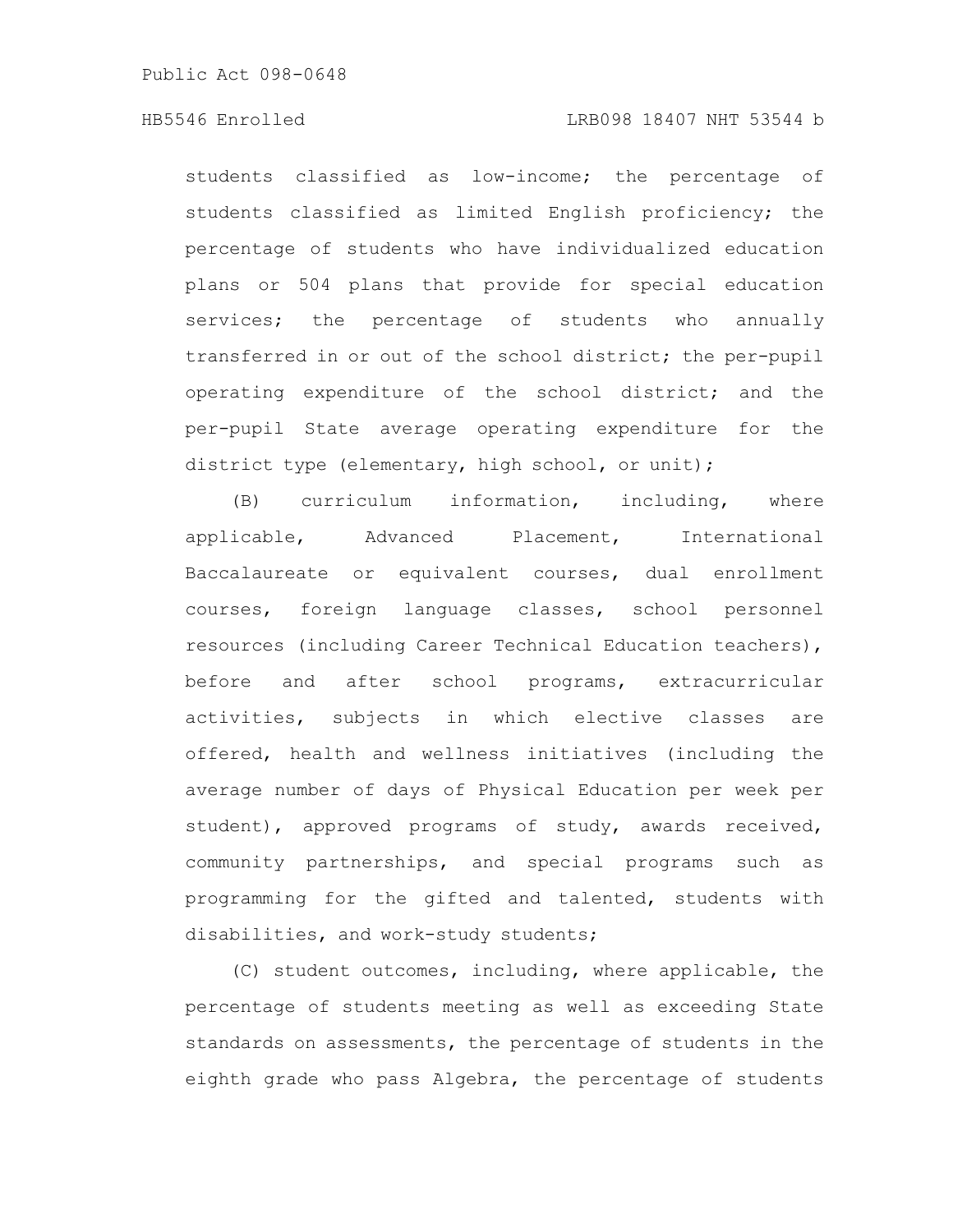students classified as low-income; the percentage of students classified as limited English proficiency; the percentage of students who have individualized education plans or 504 plans that provide for special education services; the percentage of students who annually transferred in or out of the school district; the per-pupil operating expenditure of the school district; and the per-pupil State average operating expenditure for the district type (elementary, high school, or unit);

(B) curriculum information, including, where applicable, Advanced Placement, International Baccalaureate or equivalent courses, dual enrollment courses, foreign language classes, school personnel resources (including Career Technical Education teachers), before and after school programs, extracurricular activities, subjects in which elective classes are offered, health and wellness initiatives (including the average number of days of Physical Education per week per student), approved programs of study, awards received, community partnerships, and special programs such as programming for the gifted and talented, students with disabilities, and work-study students;

(C) student outcomes, including, where applicable, the percentage of students meeting as well as exceeding State standards on assessments, the percentage of students in the eighth grade who pass Algebra, the percentage of students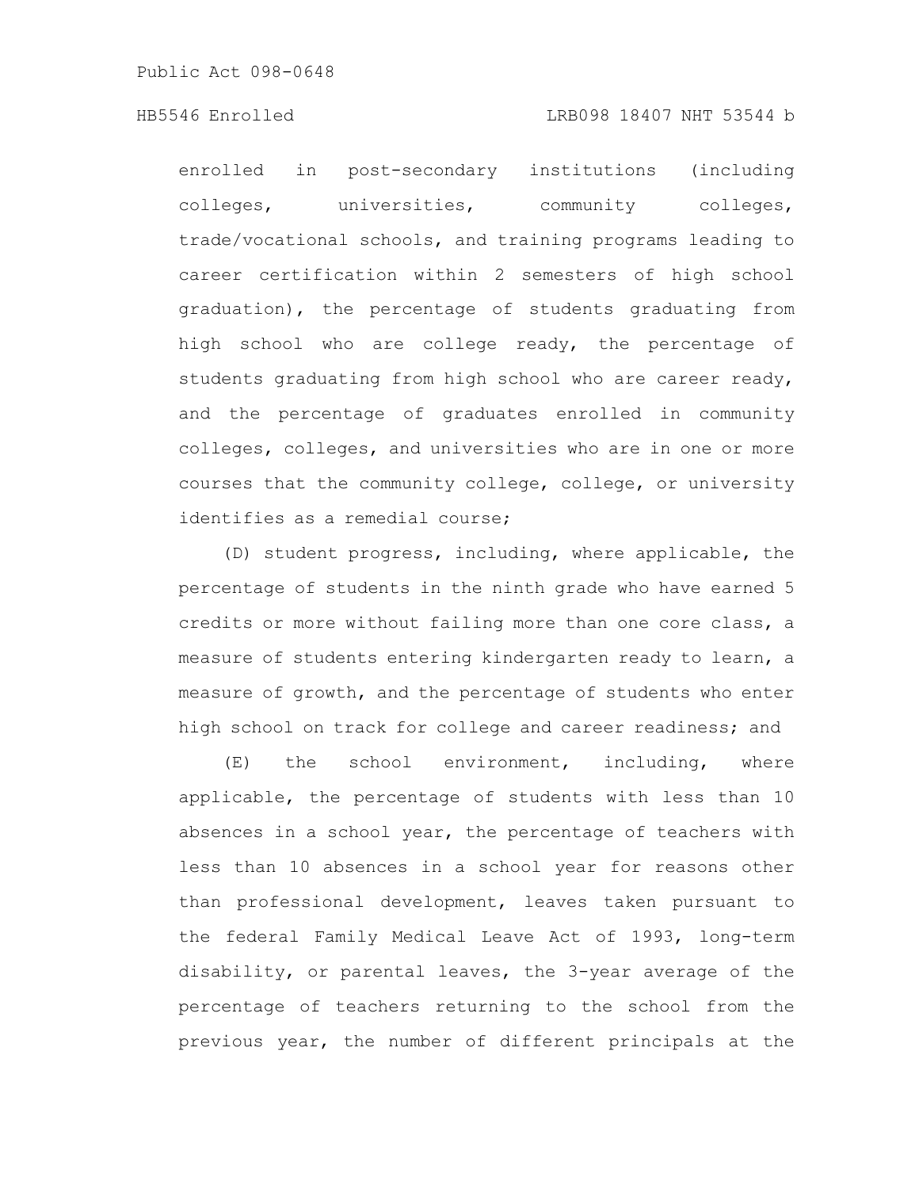enrolled in post-secondary institutions (including colleges, universities, community colleges, trade/vocational schools, and training programs leading to career certification within 2 semesters of high school graduation), the percentage of students graduating from high school who are college ready, the percentage of students graduating from high school who are career ready, and the percentage of graduates enrolled in community colleges, colleges, and universities who are in one or more courses that the community college, college, or university identifies as a remedial course;

(D) student progress, including, where applicable, the percentage of students in the ninth grade who have earned 5 credits or more without failing more than one core class, a measure of students entering kindergarten ready to learn, a measure of growth, and the percentage of students who enter high school on track for college and career readiness; and

(E) the school environment, including, where applicable, the percentage of students with less than 10 absences in a school year, the percentage of teachers with less than 10 absences in a school year for reasons other than professional development, leaves taken pursuant to the federal Family Medical Leave Act of 1993, long-term disability, or parental leaves, the 3-year average of the percentage of teachers returning to the school from the previous year, the number of different principals at the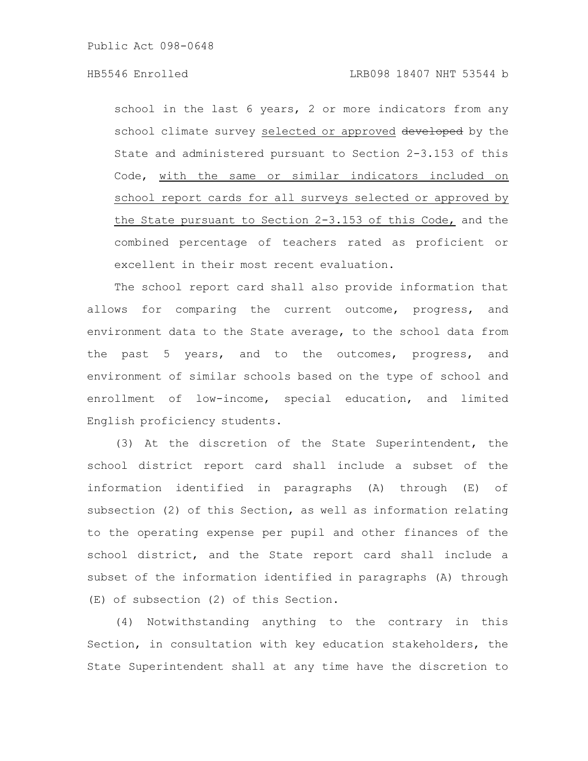school in the last 6 years, 2 or more indicators from any school climate survey selected or approved ~~developed~~ by the State and administered pursuant to Section 2-3.153 of this Code, with the same or similar indicators included on school report cards for all surveys selected or approved by the State pursuant to Section 2-3.153 of this Code, and the combined percentage of teachers rated as proficient or excellent in their most recent evaluation.

The school report card shall also provide information that allows for comparing the current outcome, progress, and environment data to the State average, to the school data from the past 5 years, and to the outcomes, progress, and environment of similar schools based on the type of school and enrollment of low-income, special education, and limited English proficiency students.

(3) At the discretion of the State Superintendent, the school district report card shall include a subset of the information identified in paragraphs (A) through (E) of subsection (2) of this Section, as well as information relating to the operating expense per pupil and other finances of the school district, and the State report card shall include a subset of the information identified in paragraphs (A) through (E) of subsection (2) of this Section.

(4) Notwithstanding anything to the contrary in this Section, in consultation with key education stakeholders, the State Superintendent shall at any time have the discretion to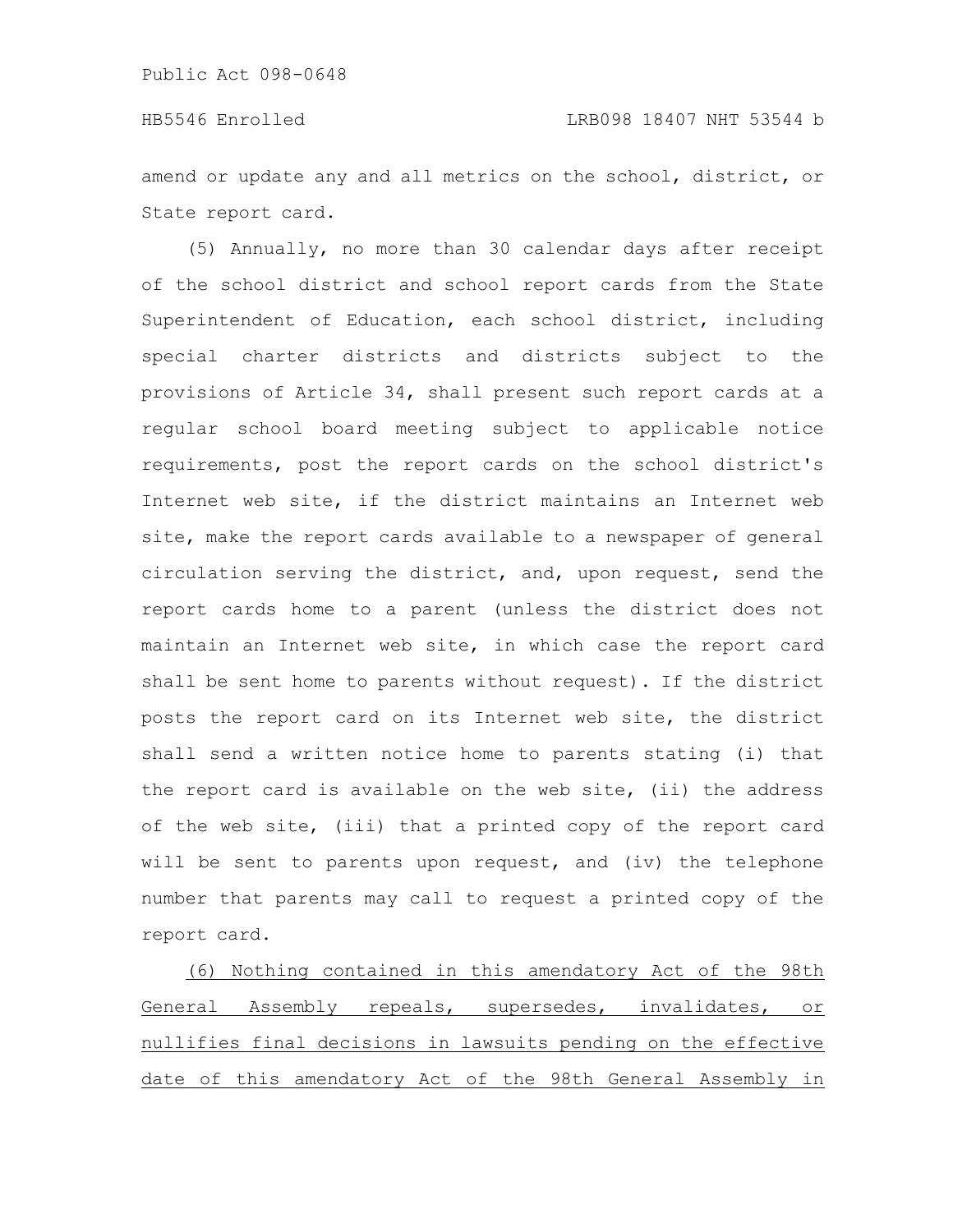amend or update any and all metrics on the school, district, or State report card.

(5) Annually, no more than 30 calendar days after receipt of the school district and school report cards from the State Superintendent of Education, each school district, including special charter districts and districts subject to the provisions of Article 34, shall present such report cards at a regular school board meeting subject to applicable notice requirements, post the report cards on the school district's Internet web site, if the district maintains an Internet web site, make the report cards available to a newspaper of general circulation serving the district, and, upon request, send the report cards home to a parent (unless the district does not maintain an Internet web site, in which case the report card shall be sent home to parents without request). If the district posts the report card on its Internet web site, the district shall send a written notice home to parents stating (i) that the report card is available on the web site, (ii) the address of the web site, (iii) that a printed copy of the report card will be sent to parents upon request, and (iv) the telephone number that parents may call to request a printed copy of the report card.

<u>(6) Nothing contained in this amendatory Act of the 98th General Assembly repeals, supersedes, invalidates, or nullifies final decisions in lawsuits pending on the effective date of this amendatory Act of the 98th General Assembly in</u>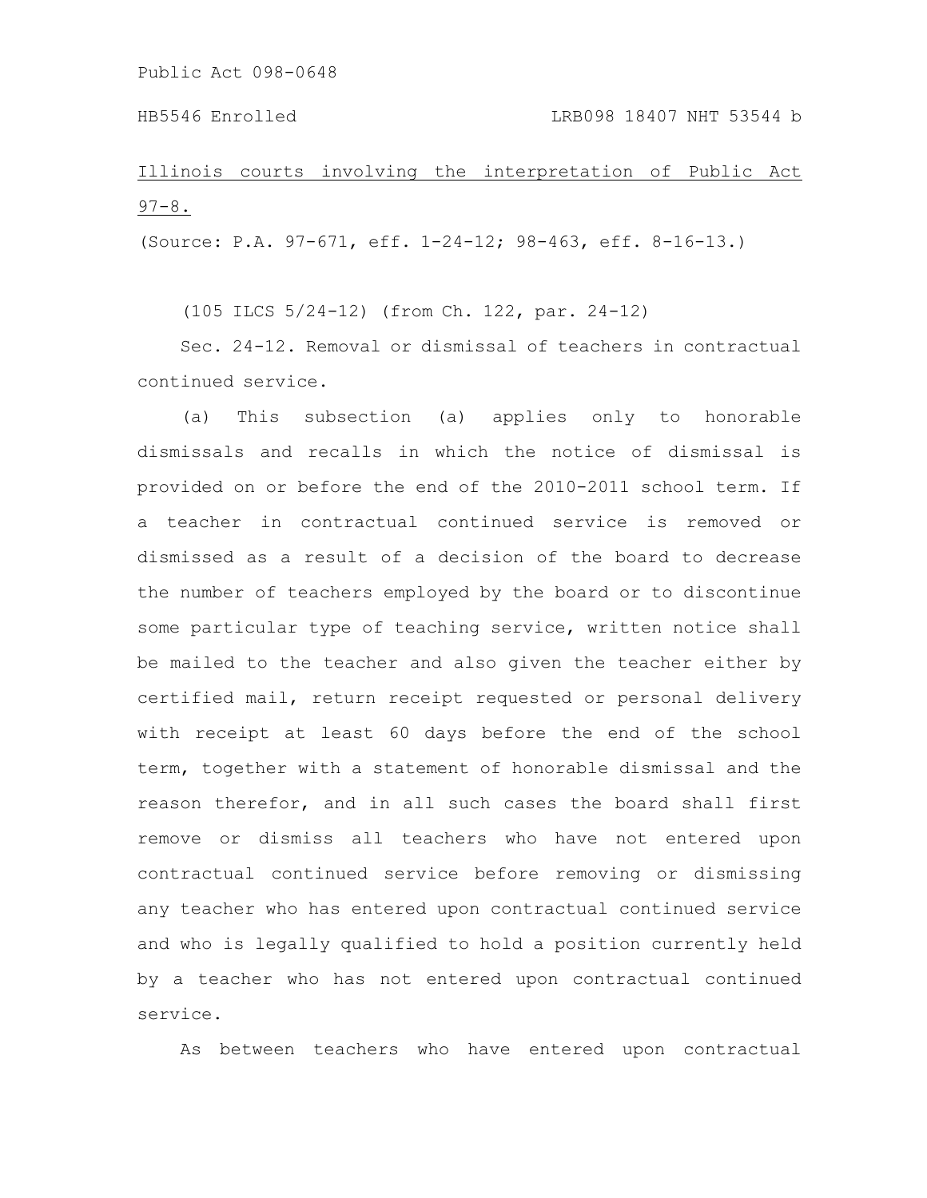Illinois courts involving the interpretation of Public Act 97-8.

(Source: P.A. 97-671, eff. 1-24-12; 98-463, eff. 8-16-13.)

(105 ILCS 5/24-12) (from Ch. 122, par. 24-12)

Sec. 24-12. Removal or dismissal of teachers in contractual continued service.

(a) This subsection (a) applies only to honorable dismissals and recalls in which the notice of dismissal is provided on or before the end of the 2010-2011 school term. If a teacher in contractual continued service is removed or dismissed as a result of a decision of the board to decrease the number of teachers employed by the board or to discontinue some particular type of teaching service, written notice shall be mailed to the teacher and also given the teacher either by certified mail, return receipt requested or personal delivery with receipt at least 60 days before the end of the school term, together with a statement of honorable dismissal and the reason therefor, and in all such cases the board shall first remove or dismiss all teachers who have not entered upon contractual continued service before removing or dismissing any teacher who has entered upon contractual continued service and who is legally qualified to hold a position currently held by a teacher who has not entered upon contractual continued service.

As between teachers who have entered upon contractual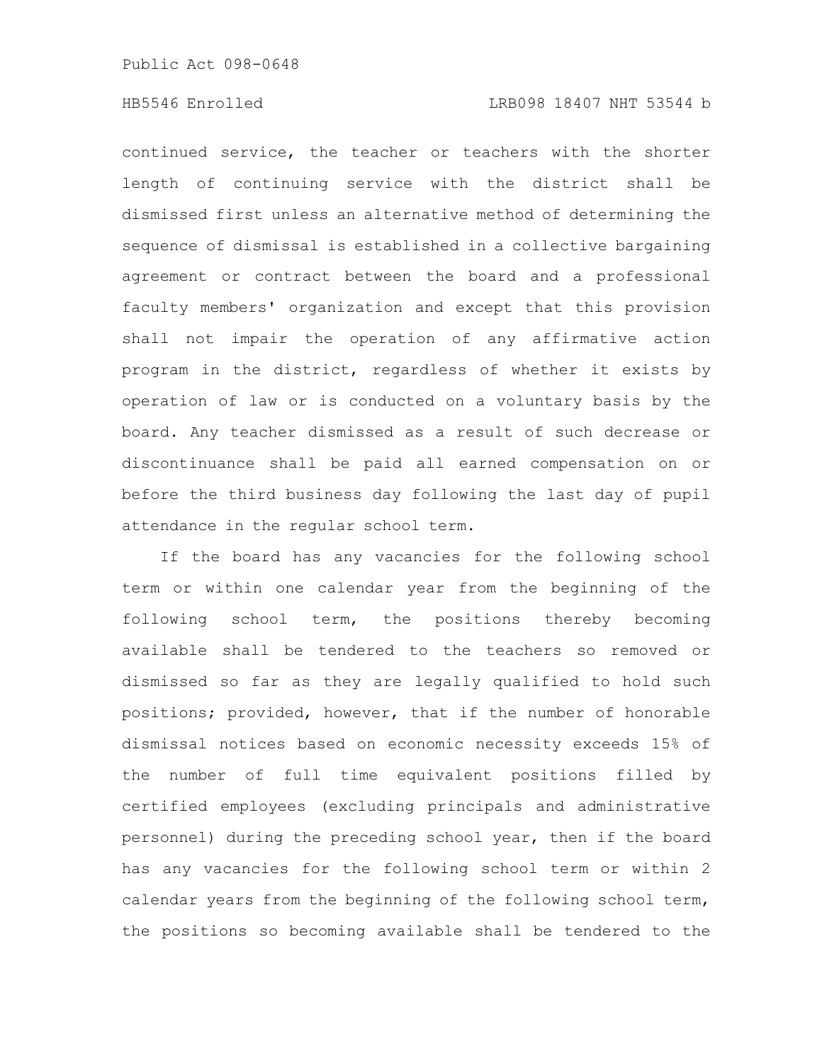continued service, the teacher or teachers with the shorter length of continuing service with the district shall be dismissed first unless an alternative method of determining the sequence of dismissal is established in a collective bargaining agreement or contract between the board and a professional faculty members' organization and except that this provision shall not impair the operation of any affirmative action program in the district, regardless of whether it exists by operation of law or is conducted on a voluntary basis by the board. Any teacher dismissed as a result of such decrease or discontinuance shall be paid all earned compensation on or before the third business day following the last day of pupil attendance in the regular school term.

If the board has any vacancies for the following school term or within one calendar year from the beginning of the following school term, the positions thereby becoming available shall be tendered to the teachers so removed or dismissed so far as they are legally qualified to hold such positions; provided, however, that if the number of honorable dismissal notices based on economic necessity exceeds 15% of the number of full time equivalent positions filled by certified employees (excluding principals and administrative personnel) during the preceding school year, then if the board has any vacancies for the following school term or within 2 calendar years from the beginning of the following school term, the positions so becoming available shall be tendered to the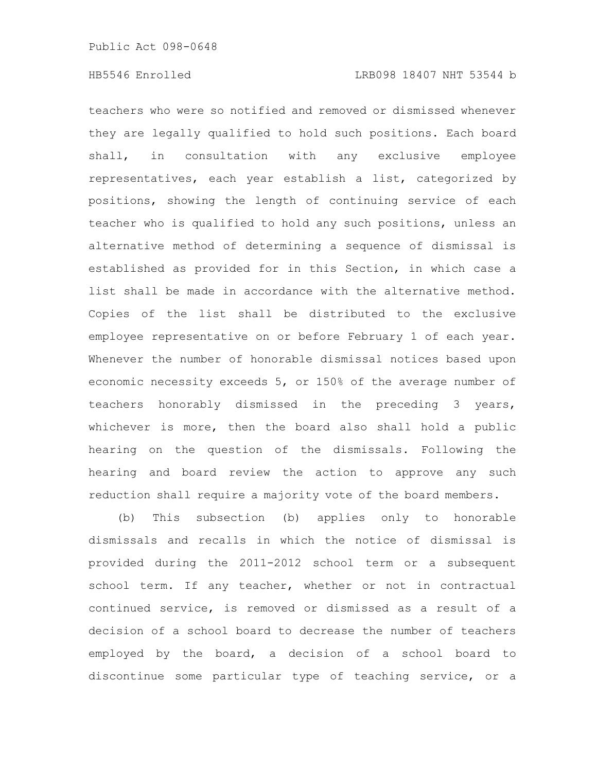teachers who were so notified and removed or dismissed whenever they are legally qualified to hold such positions. Each board shall, in consultation with any exclusive employee representatives, each year establish a list, categorized by positions, showing the length of continuing service of each teacher who is qualified to hold any such positions, unless an alternative method of determining a sequence of dismissal is established as provided for in this Section, in which case a list shall be made in accordance with the alternative method. Copies of the list shall be distributed to the exclusive employee representative on or before February 1 of each year. Whenever the number of honorable dismissal notices based upon economic necessity exceeds 5, or 150% of the average number of teachers honorably dismissed in the preceding 3 years, whichever is more, then the board also shall hold a public hearing on the question of the dismissals. Following the hearing and board review the action to approve any such reduction shall require a majority vote of the board members.

(b) This subsection (b) applies only to honorable dismissals and recalls in which the notice of dismissal is provided during the 2011-2012 school term or a subsequent school term. If any teacher, whether or not in contractual continued service, is removed or dismissed as a result of a decision of a school board to decrease the number of teachers employed by the board, a decision of a school board to discontinue some particular type of teaching service, or a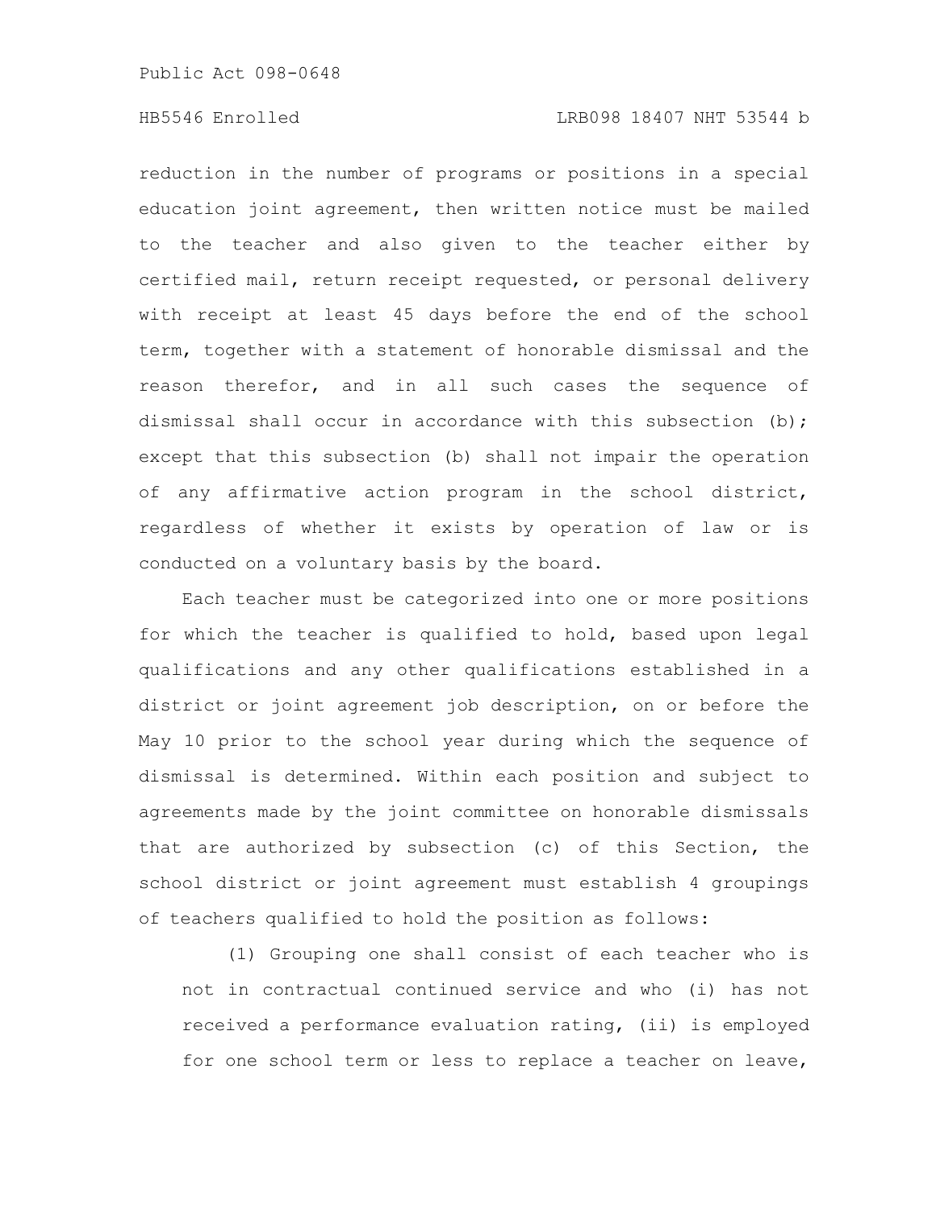reduction in the number of programs or positions in a special education joint agreement, then written notice must be mailed to the teacher and also given to the teacher either by certified mail, return receipt requested, or personal delivery with receipt at least 45 days before the end of the school term, together with a statement of honorable dismissal and the reason therefor, and in all such cases the sequence of dismissal shall occur in accordance with this subsection (b); except that this subsection (b) shall not impair the operation of any affirmative action program in the school district, regardless of whether it exists by operation of law or is conducted on a voluntary basis by the board.

Each teacher must be categorized into one or more positions for which the teacher is qualified to hold, based upon legal qualifications and any other qualifications established in a district or joint agreement job description, on or before the May 10 prior to the school year during which the sequence of dismissal is determined. Within each position and subject to agreements made by the joint committee on honorable dismissals that are authorized by subsection (c) of this Section, the school district or joint agreement must establish 4 groupings of teachers qualified to hold the position as follows:

(1) Grouping one shall consist of each teacher who is not in contractual continued service and who (i) has not received a performance evaluation rating, (ii) is employed for one school term or less to replace a teacher on leave,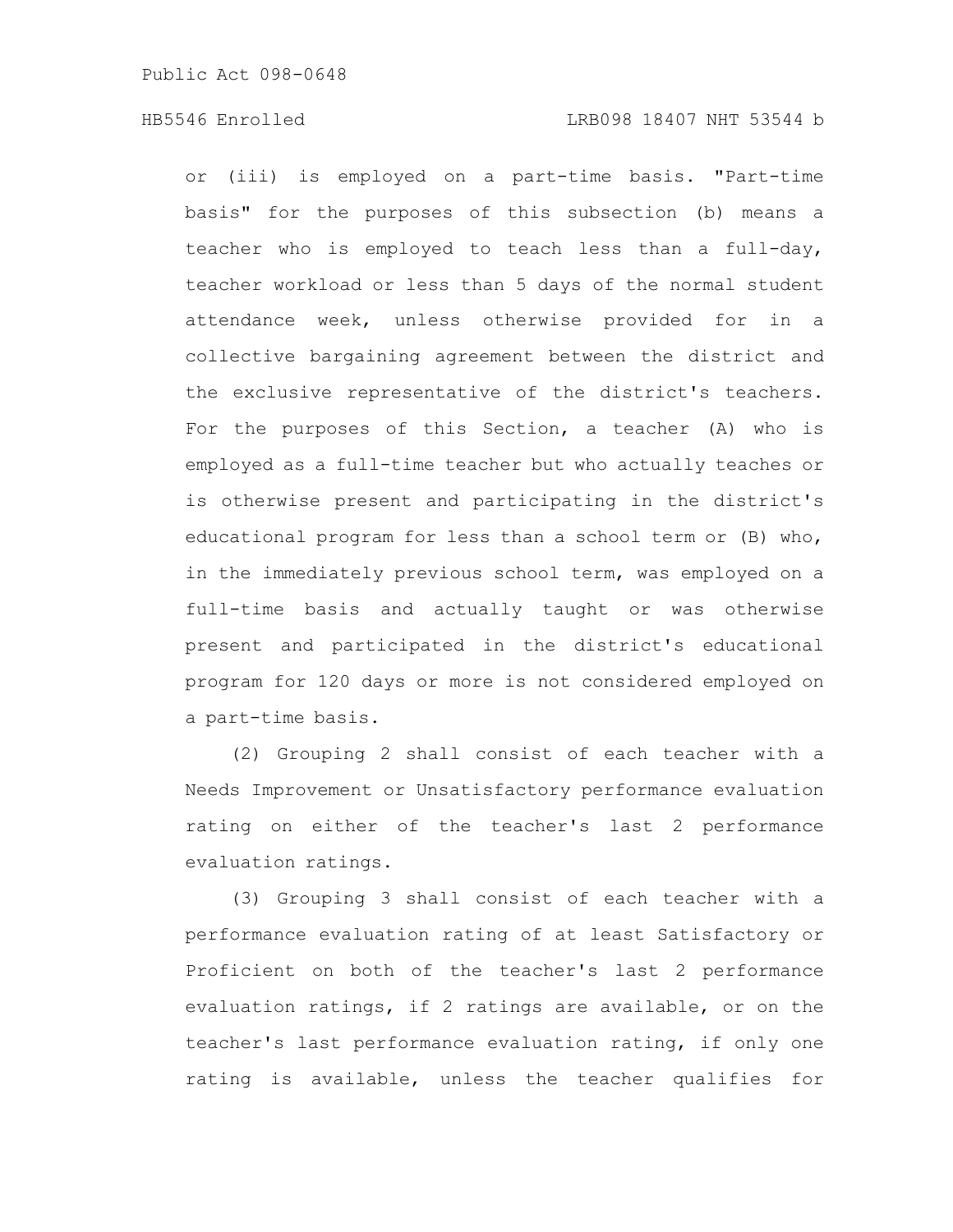or (iii) is employed on a part-time basis. "Part-time basis" for the purposes of this subsection (b) means a teacher who is employed to teach less than a full-day, teacher workload or less than 5 days of the normal student attendance week, unless otherwise provided for in a collective bargaining agreement between the district and the exclusive representative of the district's teachers. For the purposes of this Section, a teacher (A) who is employed as a full-time teacher but who actually teaches or is otherwise present and participating in the district's educational program for less than a school term or (B) who, in the immediately previous school term, was employed on a full-time basis and actually taught or was otherwise present and participated in the district's educational program for 120 days or more is not considered employed on a part-time basis.

(2) Grouping 2 shall consist of each teacher with a Needs Improvement or Unsatisfactory performance evaluation rating on either of the teacher's last 2 performance evaluation ratings.

(3) Grouping 3 shall consist of each teacher with a performance evaluation rating of at least Satisfactory or Proficient on both of the teacher's last 2 performance evaluation ratings, if 2 ratings are available, or on the teacher's last performance evaluation rating, if only one rating is available, unless the teacher qualifies for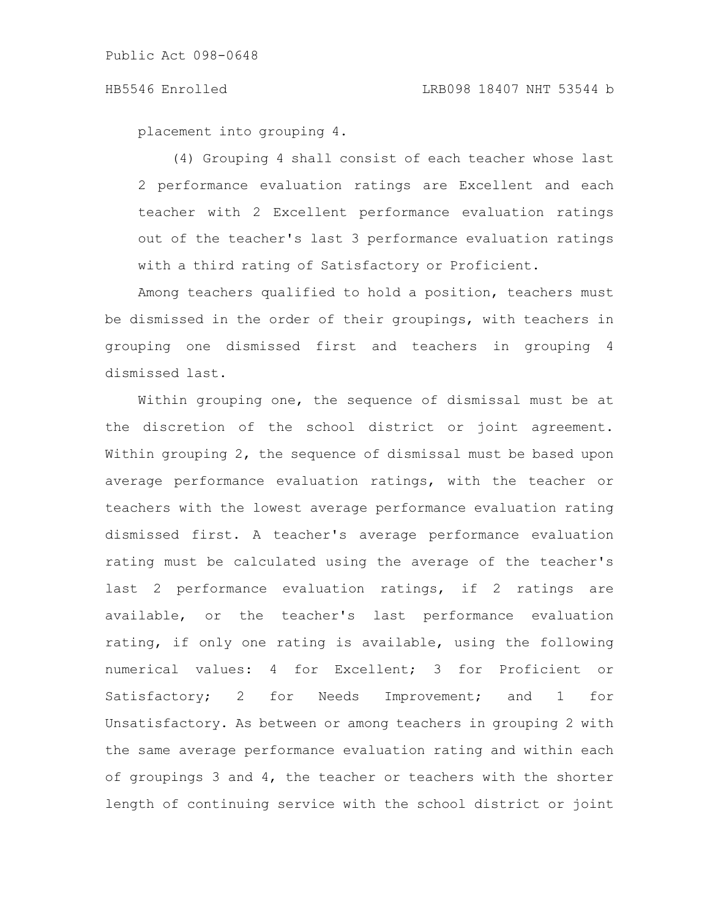placement into grouping 4.

(4) Grouping 4 shall consist of each teacher whose last 2 performance evaluation ratings are Excellent and each teacher with 2 Excellent performance evaluation ratings out of the teacher's last 3 performance evaluation ratings with a third rating of Satisfactory or Proficient.

Among teachers qualified to hold a position, teachers must be dismissed in the order of their groupings, with teachers in grouping one dismissed first and teachers in grouping 4 dismissed last.

Within grouping one, the sequence of dismissal must be at the discretion of the school district or joint agreement. Within grouping 2, the sequence of dismissal must be based upon average performance evaluation ratings, with the teacher or teachers with the lowest average performance evaluation rating dismissed first. A teacher's average performance evaluation rating must be calculated using the average of the teacher's last 2 performance evaluation ratings, if 2 ratings are available, or the teacher's last performance evaluation rating, if only one rating is available, using the following numerical values: 4 for Excellent; 3 for Proficient or Satisfactory; 2 for Needs Improvement; and 1 for Unsatisfactory. As between or among teachers in grouping 2 with the same average performance evaluation rating and within each of groupings 3 and 4, the teacher or teachers with the shorter length of continuing service with the school district or joint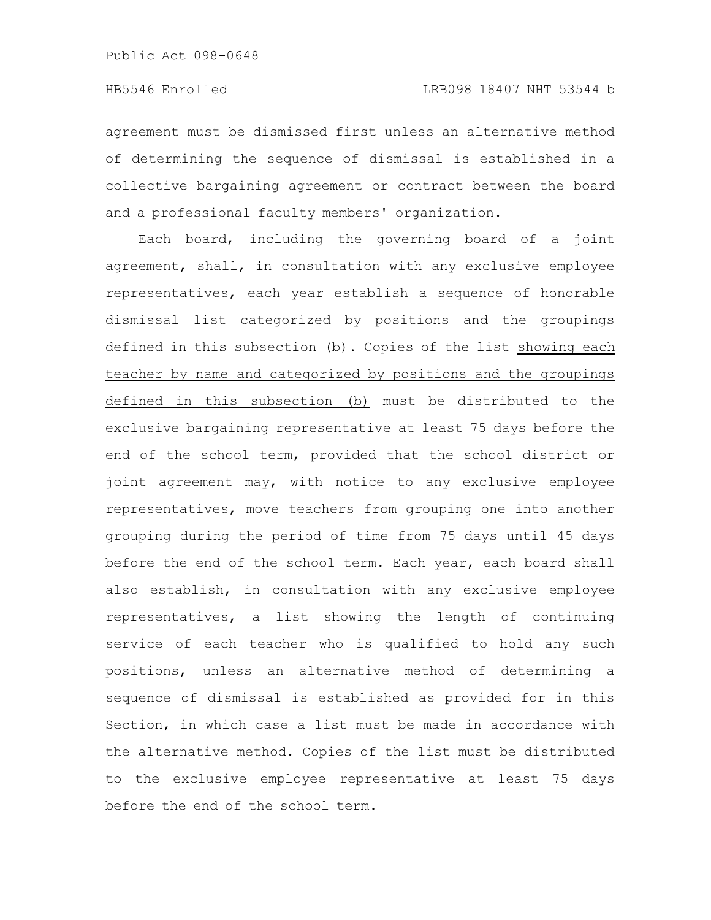agreement must be dismissed first unless an alternative method of determining the sequence of dismissal is established in a collective bargaining agreement or contract between the board and a professional faculty members' organization.

Each board, including the governing board of a joint agreement, shall, in consultation with any exclusive employee representatives, each year establish a sequence of honorable dismissal list categorized by positions and the groupings defined in this subsection (b). Copies of the list <u>showing each teacher by name and categorized by positions and the groupings defined in this subsection (b)</u> must be distributed to the exclusive bargaining representative at least 75 days before the end of the school term, provided that the school district or joint agreement may, with notice to any exclusive employee representatives, move teachers from grouping one into another grouping during the period of time from 75 days until 45 days before the end of the school term. Each year, each board shall also establish, in consultation with any exclusive employee representatives, a list showing the length of continuing service of each teacher who is qualified to hold any such positions, unless an alternative method of determining a sequence of dismissal is established as provided for in this Section, in which case a list must be made in accordance with the alternative method. Copies of the list must be distributed to the exclusive employee representative at least 75 days before the end of the school term.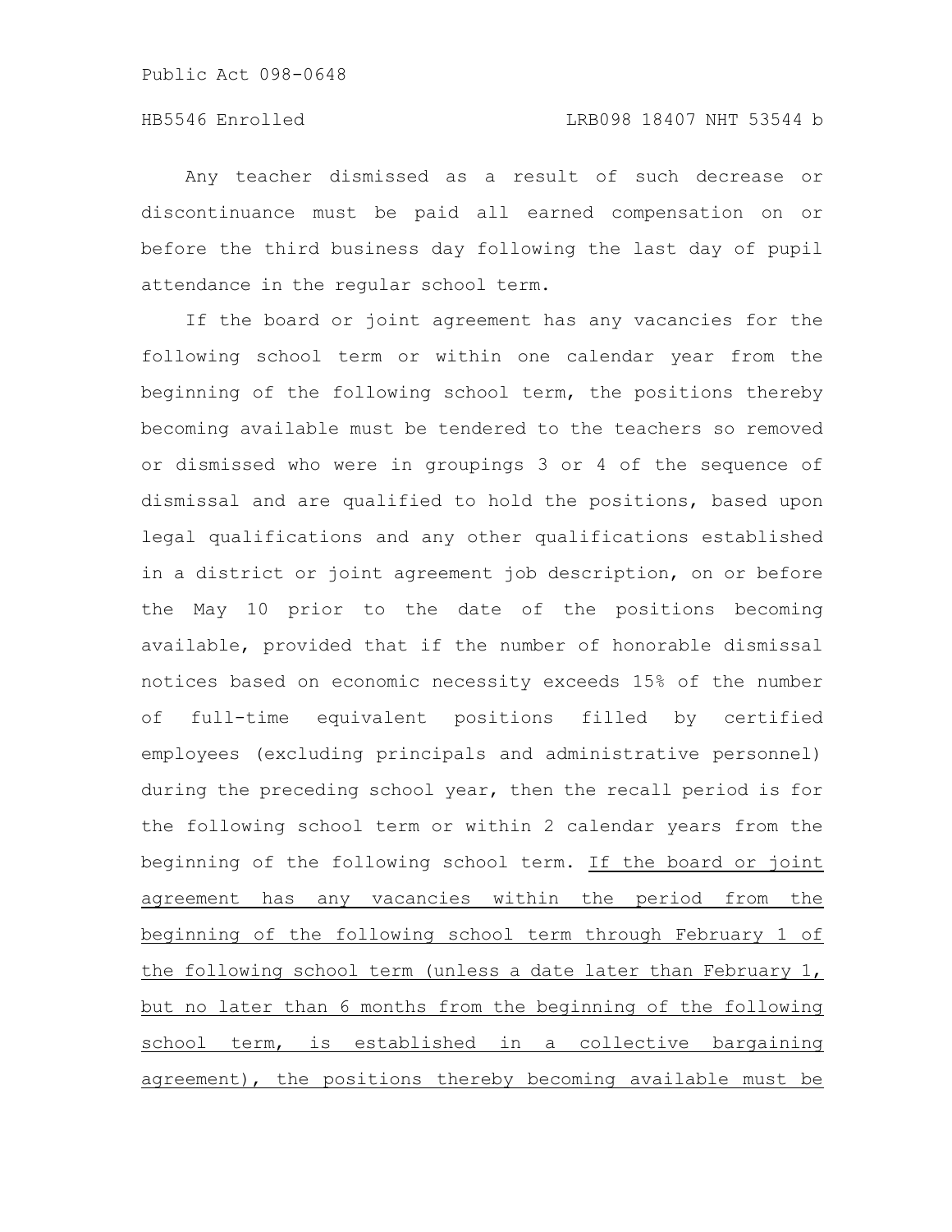Any teacher dismissed as a result of such decrease or discontinuance must be paid all earned compensation on or before the third business day following the last day of pupil attendance in the regular school term.

If the board or joint agreement has any vacancies for the following school term or within one calendar year from the beginning of the following school term, the positions thereby becoming available must be tendered to the teachers so removed or dismissed who were in groupings 3 or 4 of the sequence of dismissal and are qualified to hold the positions, based upon legal qualifications and any other qualifications established in a district or joint agreement job description, on or before the May 10 prior to the date of the positions becoming available, provided that if the number of honorable dismissal notices based on economic necessity exceeds 15% of the number of full-time equivalent positions filled by certified employees (excluding principals and administrative personnel) during the preceding school year, then the recall period is for the following school term or within 2 calendar years from the beginning of the following school term. <u>If the board or joint agreement has any vacancies within the period from the beginning of the following school term through February 1 of the following school term (unless a date later than February 1, but no later than 6 months from the beginning of the following school term, is established in a collective bargaining agreement), the positions thereby becoming available must be</u>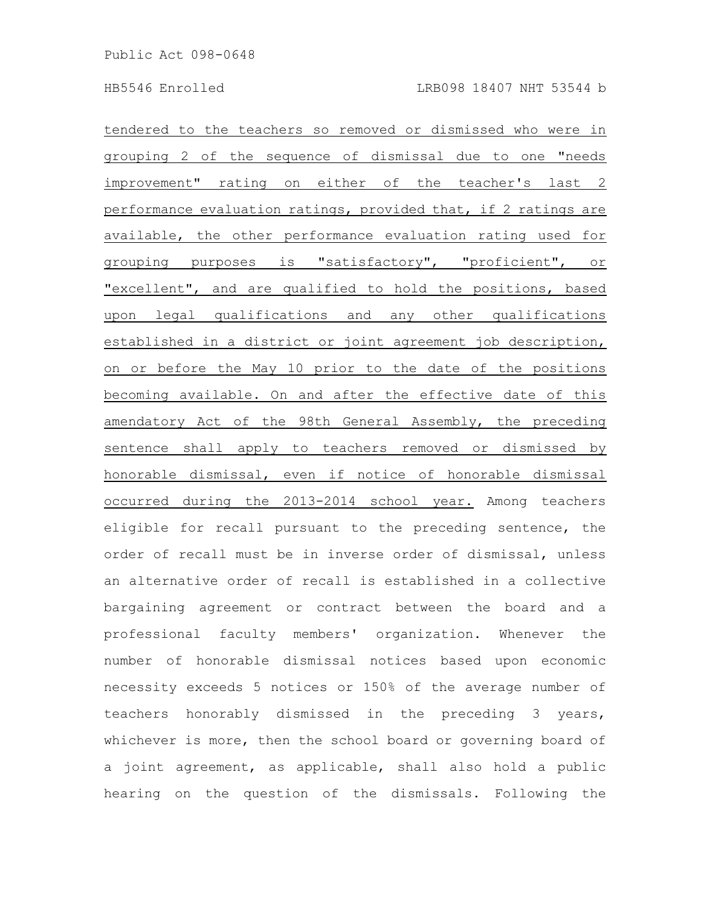tendered to the teachers so removed or dismissed who were in grouping 2 of the sequence of dismissal due to one "needs improvement" rating on either of the teacher's last 2 performance evaluation ratings, provided that, if 2 ratings are available, the other performance evaluation rating used for grouping purposes is "satisfactory", "proficient", or "excellent", and are qualified to hold the positions, based upon legal qualifications and any other qualifications established in a district or joint agreement job description, on or before the May 10 prior to the date of the positions becoming available. On and after the effective date of this amendatory Act of the 98th General Assembly, the preceding sentence shall apply to teachers removed or dismissed by honorable dismissal, even if notice of honorable dismissal occurred during the 2013-2014 school year. Among teachers eligible for recall pursuant to the preceding sentence, the order of recall must be in inverse order of dismissal, unless an alternative order of recall is established in a collective bargaining agreement or contract between the board and a professional faculty members' organization. Whenever the number of honorable dismissal notices based upon economic necessity exceeds 5 notices or 150% of the average number of teachers honorably dismissed in the preceding 3 years, whichever is more, then the school board or governing board of a joint agreement, as applicable, shall also hold a public hearing on the question of the dismissals. Following the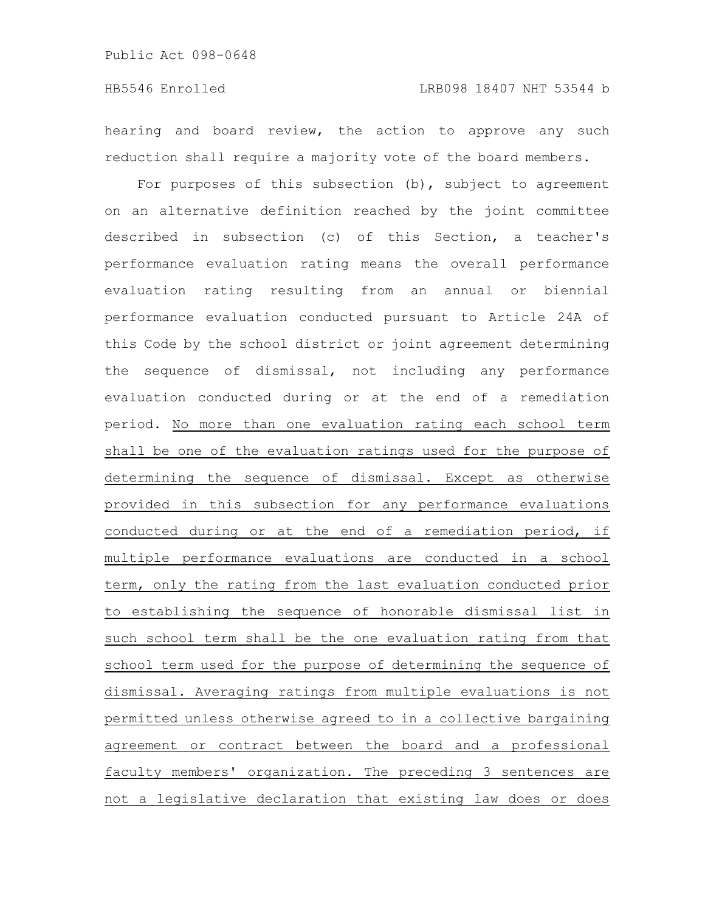hearing and board review, the action to approve any such reduction shall require a majority vote of the board members.

For purposes of this subsection (b), subject to agreement on an alternative definition reached by the joint committee described in subsection (c) of this Section, a teacher's performance evaluation rating means the overall performance evaluation rating resulting from an annual or biennial performance evaluation conducted pursuant to Article 24A of this Code by the school district or joint agreement determining the sequence of dismissal, not including any performance evaluation conducted during or at the end of a remediation period. No more than one evaluation rating each school term shall be one of the evaluation ratings used for the purpose of determining the sequence of dismissal. Except as otherwise provided in this subsection for any performance evaluations conducted during or at the end of a remediation period, if multiple performance evaluations are conducted in a school term, only the rating from the last evaluation conducted prior to establishing the sequence of honorable dismissal list in such school term shall be the one evaluation rating from that school term used for the purpose of determining the sequence of dismissal. Averaging ratings from multiple evaluations is not permitted unless otherwise agreed to in a collective bargaining agreement or contract between the board and a professional faculty members' organization. The preceding 3 sentences are not a legislative declaration that existing law does or does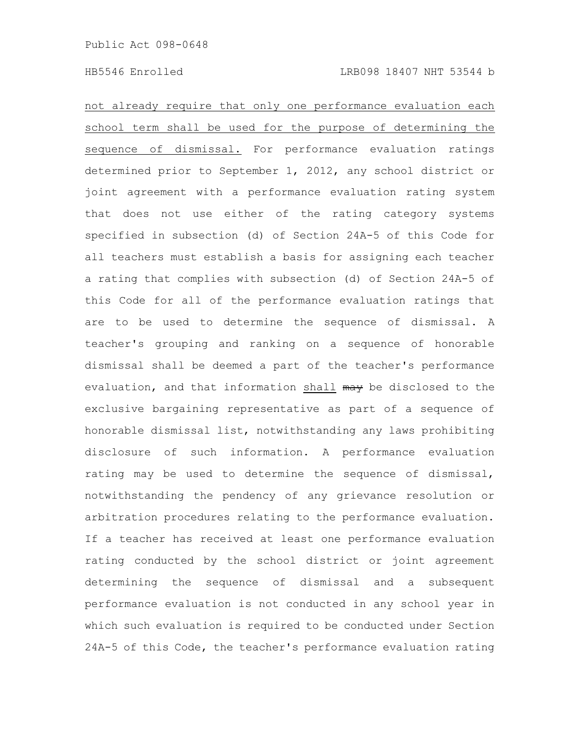not already require that only one performance evaluation each school term shall be used for the purpose of determining the sequence of dismissal. For performance evaluation ratings determined prior to September 1, 2012, any school district or joint agreement with a performance evaluation rating system that does not use either of the rating category systems specified in subsection (d) of Section 24A-5 of this Code for all teachers must establish a basis for assigning each teacher a rating that complies with subsection (d) of Section 24A-5 of this Code for all of the performance evaluation ratings that are to be used to determine the sequence of dismissal. A teacher's grouping and ranking on a sequence of honorable dismissal shall be deemed a part of the teacher's performance evaluation, and that information shall ~~may~~ be disclosed to the exclusive bargaining representative as part of a sequence of honorable dismissal list, notwithstanding any laws prohibiting disclosure of such information. A performance evaluation rating may be used to determine the sequence of dismissal, notwithstanding the pendency of any grievance resolution or arbitration procedures relating to the performance evaluation. If a teacher has received at least one performance evaluation rating conducted by the school district or joint agreement determining the sequence of dismissal and a subsequent performance evaluation is not conducted in any school year in which such evaluation is required to be conducted under Section 24A-5 of this Code, the teacher's performance evaluation rating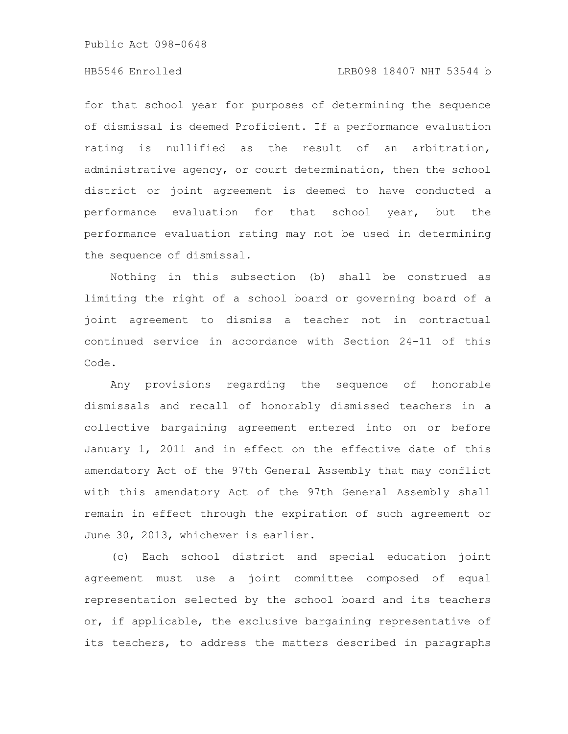for that school year for purposes of determining the sequence of dismissal is deemed Proficient. If a performance evaluation rating is nullified as the result of an arbitration, administrative agency, or court determination, then the school district or joint agreement is deemed to have conducted a performance evaluation for that school year, but the performance evaluation rating may not be used in determining the sequence of dismissal.

Nothing in this subsection (b) shall be construed as limiting the right of a school board or governing board of a joint agreement to dismiss a teacher not in contractual continued service in accordance with Section 24-11 of this Code.

Any provisions regarding the sequence of honorable dismissals and recall of honorably dismissed teachers in a collective bargaining agreement entered into on or before January 1, 2011 and in effect on the effective date of this amendatory Act of the 97th General Assembly that may conflict with this amendatory Act of the 97th General Assembly shall remain in effect through the expiration of such agreement or June 30, 2013, whichever is earlier.

(c) Each school district and special education joint agreement must use a joint committee composed of equal representation selected by the school board and its teachers or, if applicable, the exclusive bargaining representative of its teachers, to address the matters described in paragraphs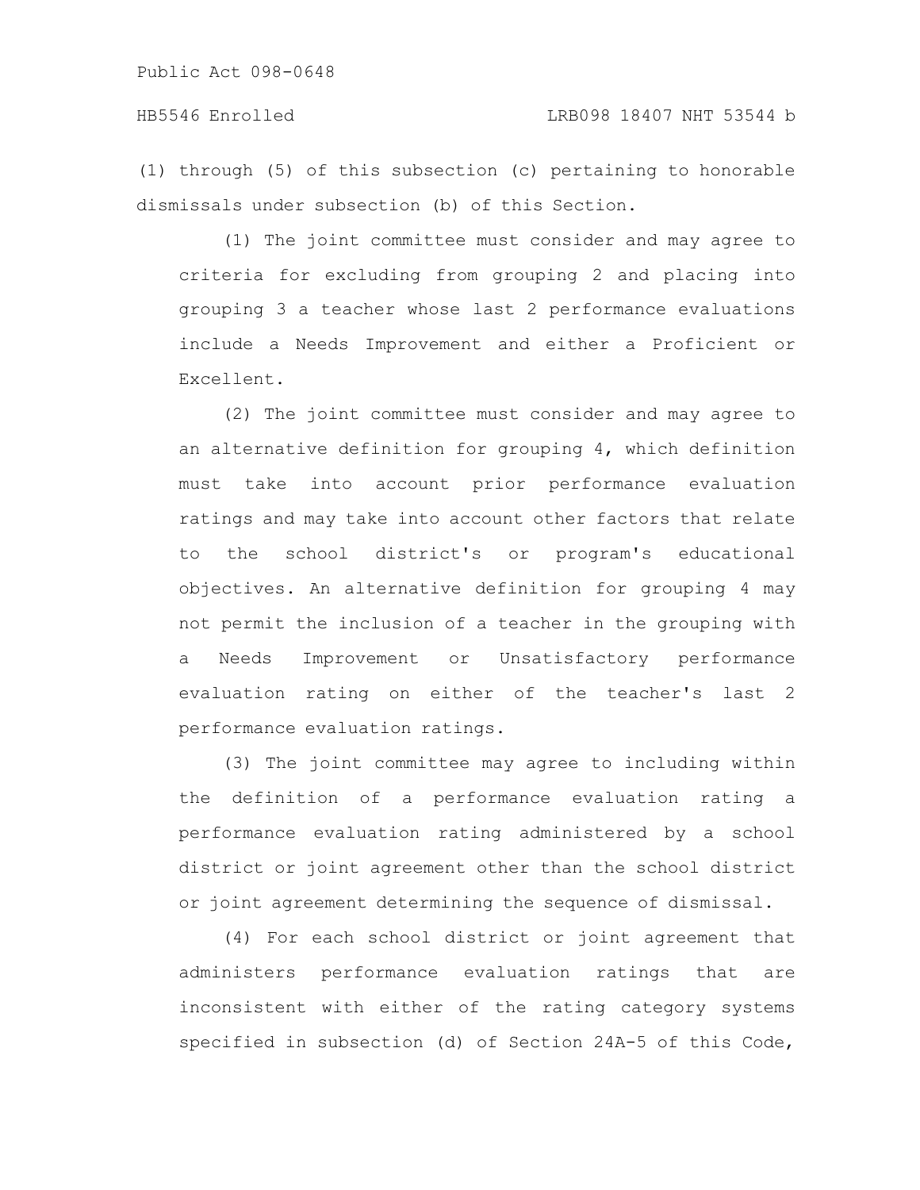(1) through (5) of this subsection (c) pertaining to honorable dismissals under subsection (b) of this Section.

(1) The joint committee must consider and may agree to criteria for excluding from grouping 2 and placing into grouping 3 a teacher whose last 2 performance evaluations include a Needs Improvement and either a Proficient or Excellent.

(2) The joint committee must consider and may agree to an alternative definition for grouping 4, which definition must take into account prior performance evaluation ratings and may take into account other factors that relate to the school district's or program's educational objectives. An alternative definition for grouping 4 may not permit the inclusion of a teacher in the grouping with a Needs Improvement or Unsatisfactory performance evaluation rating on either of the teacher's last 2 performance evaluation ratings.

(3) The joint committee may agree to including within the definition of a performance evaluation rating a performance evaluation rating administered by a school district or joint agreement other than the school district or joint agreement determining the sequence of dismissal.

(4) For each school district or joint agreement that administers performance evaluation ratings that are inconsistent with either of the rating category systems specified in subsection (d) of Section 24A-5 of this Code,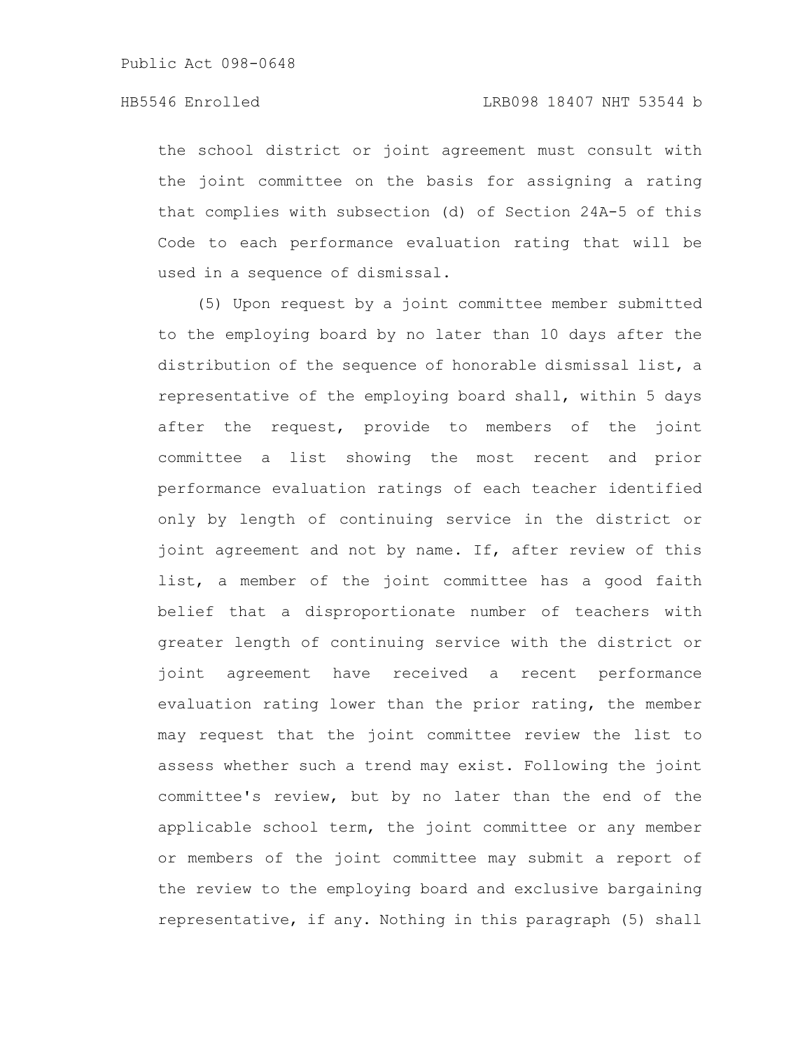the school district or joint agreement must consult with the joint committee on the basis for assigning a rating that complies with subsection (d) of Section 24A-5 of this Code to each performance evaluation rating that will be used in a sequence of dismissal.

(5) Upon request by a joint committee member submitted to the employing board by no later than 10 days after the distribution of the sequence of honorable dismissal list, a representative of the employing board shall, within 5 days after the request, provide to members of the joint committee a list showing the most recent and prior performance evaluation ratings of each teacher identified only by length of continuing service in the district or joint agreement and not by name. If, after review of this list, a member of the joint committee has a good faith belief that a disproportionate number of teachers with greater length of continuing service with the district or joint agreement have received a recent performance evaluation rating lower than the prior rating, the member may request that the joint committee review the list to assess whether such a trend may exist. Following the joint committee's review, but by no later than the end of the applicable school term, the joint committee or any member or members of the joint committee may submit a report of the review to the employing board and exclusive bargaining representative, if any. Nothing in this paragraph (5) shall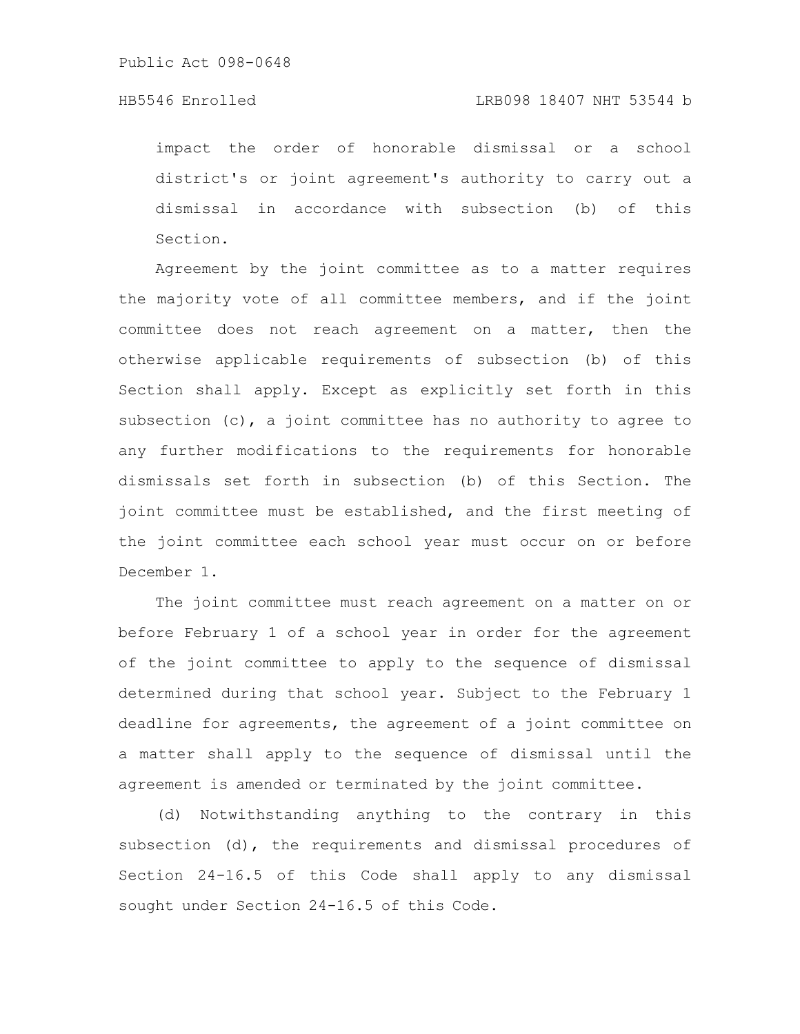impact the order of honorable dismissal or a school district's or joint agreement's authority to carry out a dismissal in accordance with subsection (b) of this Section.

Agreement by the joint committee as to a matter requires the majority vote of all committee members, and if the joint committee does not reach agreement on a matter, then the otherwise applicable requirements of subsection (b) of this Section shall apply. Except as explicitly set forth in this subsection (c), a joint committee has no authority to agree to any further modifications to the requirements for honorable dismissals set forth in subsection (b) of this Section. The joint committee must be established, and the first meeting of the joint committee each school year must occur on or before December 1.

The joint committee must reach agreement on a matter on or before February 1 of a school year in order for the agreement of the joint committee to apply to the sequence of dismissal determined during that school year. Subject to the February 1 deadline for agreements, the agreement of a joint committee on a matter shall apply to the sequence of dismissal until the agreement is amended or terminated by the joint committee.

(d) Notwithstanding anything to the contrary in this subsection (d), the requirements and dismissal procedures of Section 24-16.5 of this Code shall apply to any dismissal sought under Section 24-16.5 of this Code.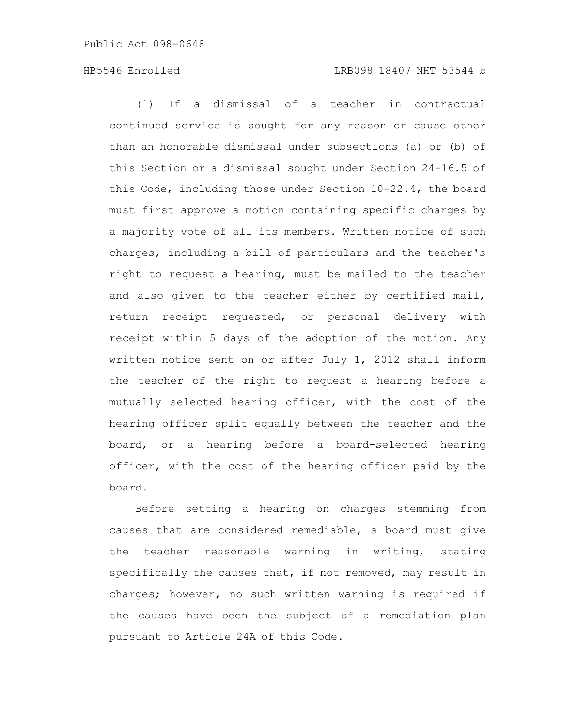(1) If a dismissal of a teacher in contractual continued service is sought for any reason or cause other than an honorable dismissal under subsections (a) or (b) of this Section or a dismissal sought under Section 24-16.5 of this Code, including those under Section 10-22.4, the board must first approve a motion containing specific charges by a majority vote of all its members. Written notice of such charges, including a bill of particulars and the teacher's right to request a hearing, must be mailed to the teacher and also given to the teacher either by certified mail, return receipt requested, or personal delivery with receipt within 5 days of the adoption of the motion. Any written notice sent on or after July 1, 2012 shall inform the teacher of the right to request a hearing before a mutually selected hearing officer, with the cost of the hearing officer split equally between the teacher and the board, or a hearing before a board-selected hearing officer, with the cost of the hearing officer paid by the board.

Before setting a hearing on charges stemming from causes that are considered remediable, a board must give the teacher reasonable warning in writing, stating specifically the causes that, if not removed, may result in charges; however, no such written warning is required if the causes have been the subject of a remediation plan pursuant to Article 24A of this Code.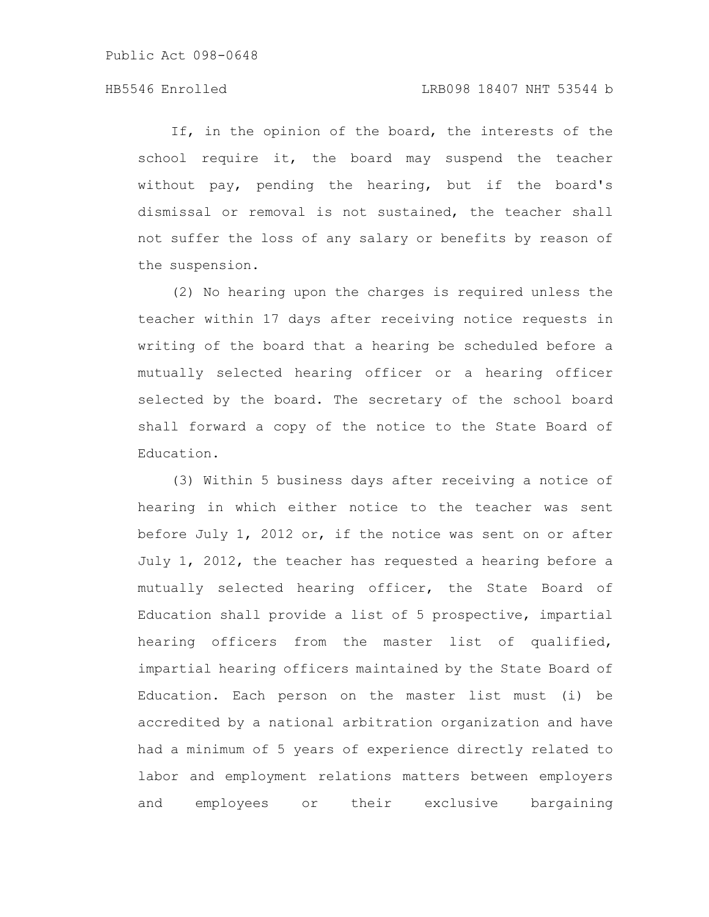If, in the opinion of the board, the interests of the school require it, the board may suspend the teacher without pay, pending the hearing, but if the board's dismissal or removal is not sustained, the teacher shall not suffer the loss of any salary or benefits by reason of the suspension.

(2) No hearing upon the charges is required unless the teacher within 17 days after receiving notice requests in writing of the board that a hearing be scheduled before a mutually selected hearing officer or a hearing officer selected by the board. The secretary of the school board shall forward a copy of the notice to the State Board of Education.

(3) Within 5 business days after receiving a notice of hearing in which either notice to the teacher was sent before July 1, 2012 or, if the notice was sent on or after July 1, 2012, the teacher has requested a hearing before a mutually selected hearing officer, the State Board of Education shall provide a list of 5 prospective, impartial hearing officers from the master list of qualified, impartial hearing officers maintained by the State Board of Education. Each person on the master list must (i) be accredited by a national arbitration organization and have had a minimum of 5 years of experience directly related to labor and employment relations matters between employers and employees or their exclusive bargaining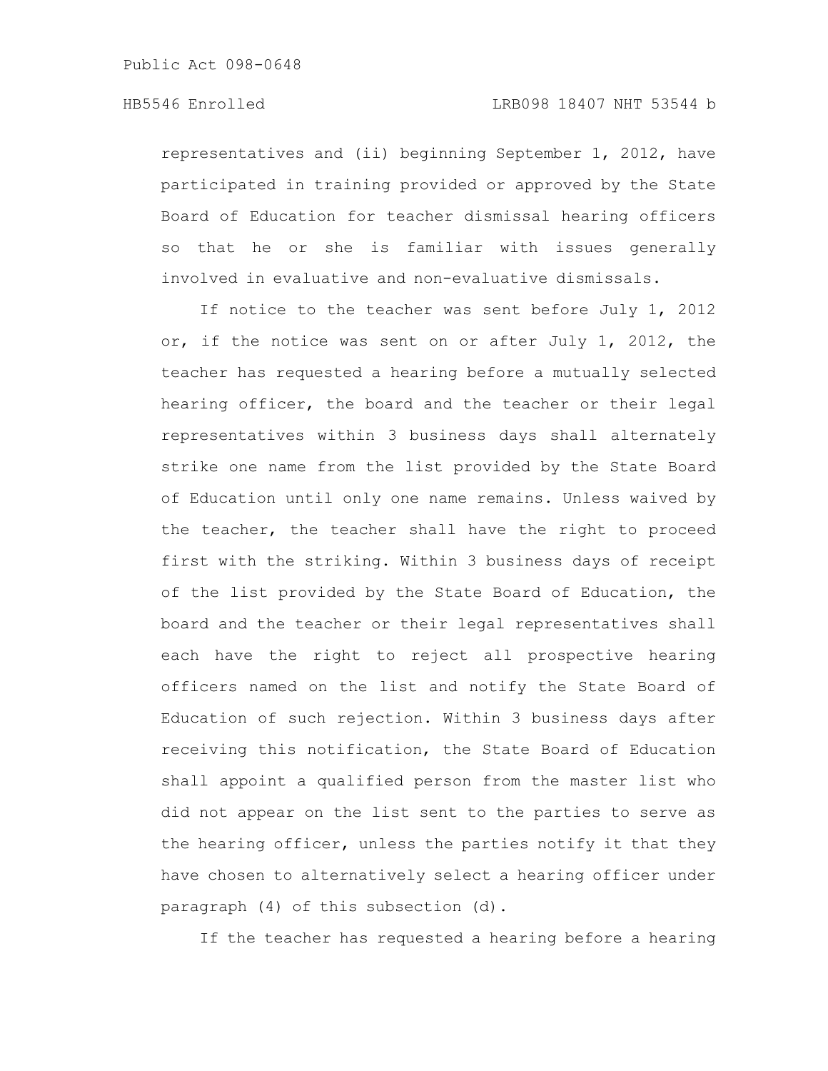representatives and (ii) beginning September 1, 2012, have participated in training provided or approved by the State Board of Education for teacher dismissal hearing officers so that he or she is familiar with issues generally involved in evaluative and non-evaluative dismissals.

If notice to the teacher was sent before July 1, 2012 or, if the notice was sent on or after July 1, 2012, the teacher has requested a hearing before a mutually selected hearing officer, the board and the teacher or their legal representatives within 3 business days shall alternately strike one name from the list provided by the State Board of Education until only one name remains. Unless waived by the teacher, the teacher shall have the right to proceed first with the striking. Within 3 business days of receipt of the list provided by the State Board of Education, the board and the teacher or their legal representatives shall each have the right to reject all prospective hearing officers named on the list and notify the State Board of Education of such rejection. Within 3 business days after receiving this notification, the State Board of Education shall appoint a qualified person from the master list who did not appear on the list sent to the parties to serve as the hearing officer, unless the parties notify it that they have chosen to alternatively select a hearing officer under paragraph (4) of this subsection (d).

If the teacher has requested a hearing before a hearing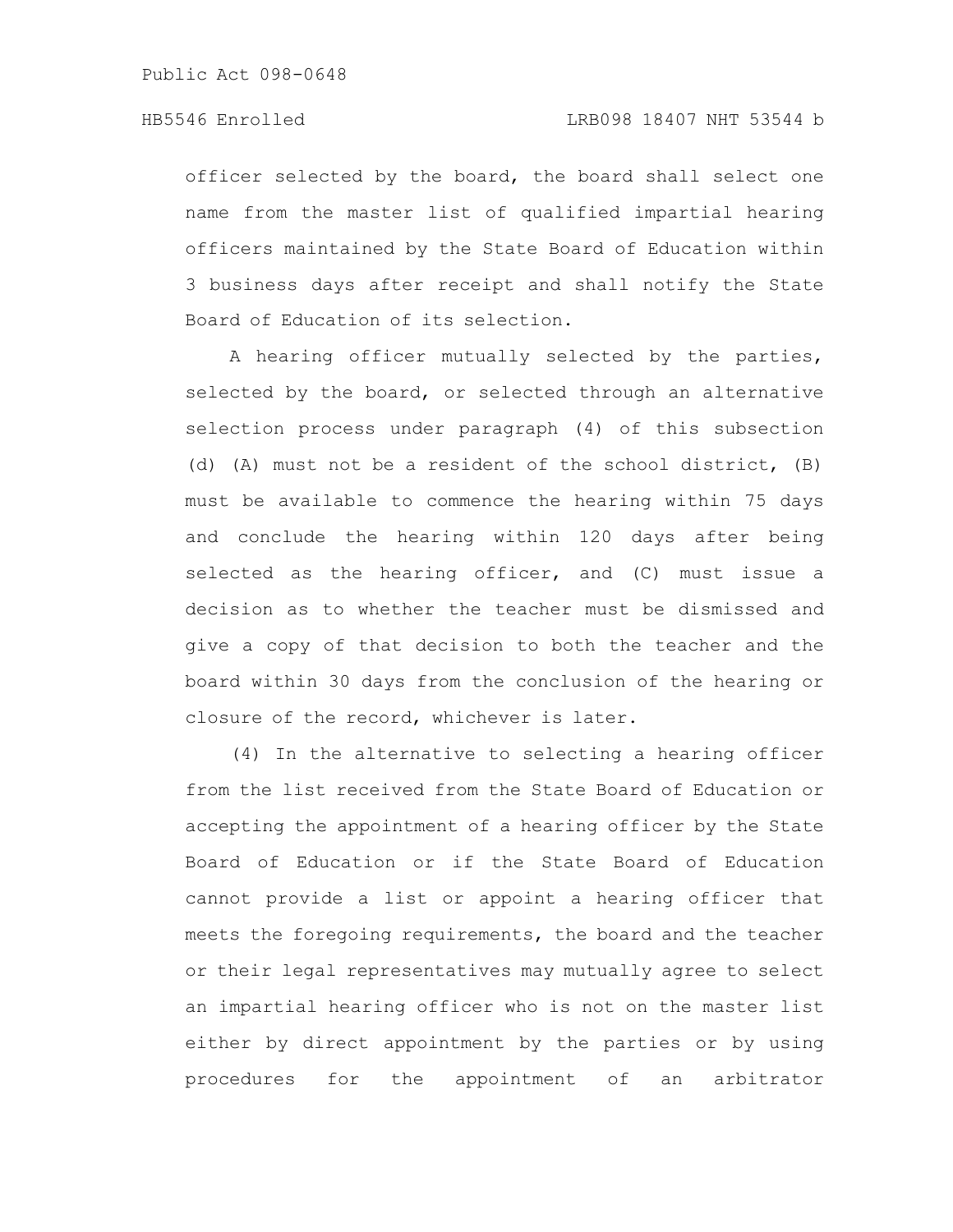officer selected by the board, the board shall select one name from the master list of qualified impartial hearing officers maintained by the State Board of Education within 3 business days after receipt and shall notify the State Board of Education of its selection.

A hearing officer mutually selected by the parties, selected by the board, or selected through an alternative selection process under paragraph (4) of this subsection (d) (A) must not be a resident of the school district, (B) must be available to commence the hearing within 75 days and conclude the hearing within 120 days after being selected as the hearing officer, and (C) must issue a decision as to whether the teacher must be dismissed and give a copy of that decision to both the teacher and the board within 30 days from the conclusion of the hearing or closure of the record, whichever is later.

(4) In the alternative to selecting a hearing officer from the list received from the State Board of Education or accepting the appointment of a hearing officer by the State Board of Education or if the State Board of Education cannot provide a list or appoint a hearing officer that meets the foregoing requirements, the board and the teacher or their legal representatives may mutually agree to select an impartial hearing officer who is not on the master list either by direct appointment by the parties or by using procedures for the appointment of an arbitrator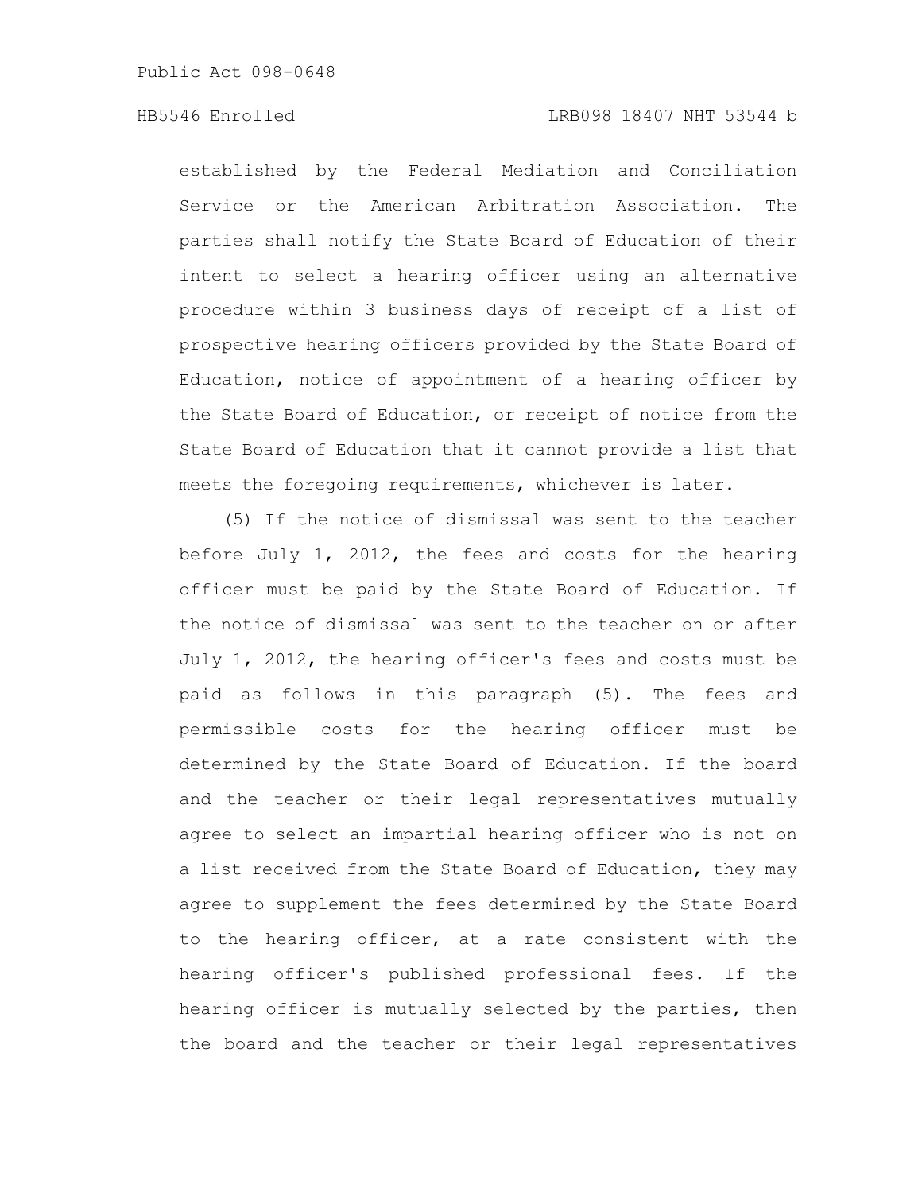established by the Federal Mediation and Conciliation Service or the American Arbitration Association. The parties shall notify the State Board of Education of their intent to select a hearing officer using an alternative procedure within 3 business days of receipt of a list of prospective hearing officers provided by the State Board of Education, notice of appointment of a hearing officer by the State Board of Education, or receipt of notice from the State Board of Education that it cannot provide a list that meets the foregoing requirements, whichever is later.

(5) If the notice of dismissal was sent to the teacher before July 1, 2012, the fees and costs for the hearing officer must be paid by the State Board of Education. If the notice of dismissal was sent to the teacher on or after July 1, 2012, the hearing officer's fees and costs must be paid as follows in this paragraph (5). The fees and permissible costs for the hearing officer must be determined by the State Board of Education. If the board and the teacher or their legal representatives mutually agree to select an impartial hearing officer who is not on a list received from the State Board of Education, they may agree to supplement the fees determined by the State Board to the hearing officer, at a rate consistent with the hearing officer's published professional fees. If the hearing officer is mutually selected by the parties, then the board and the teacher or their legal representatives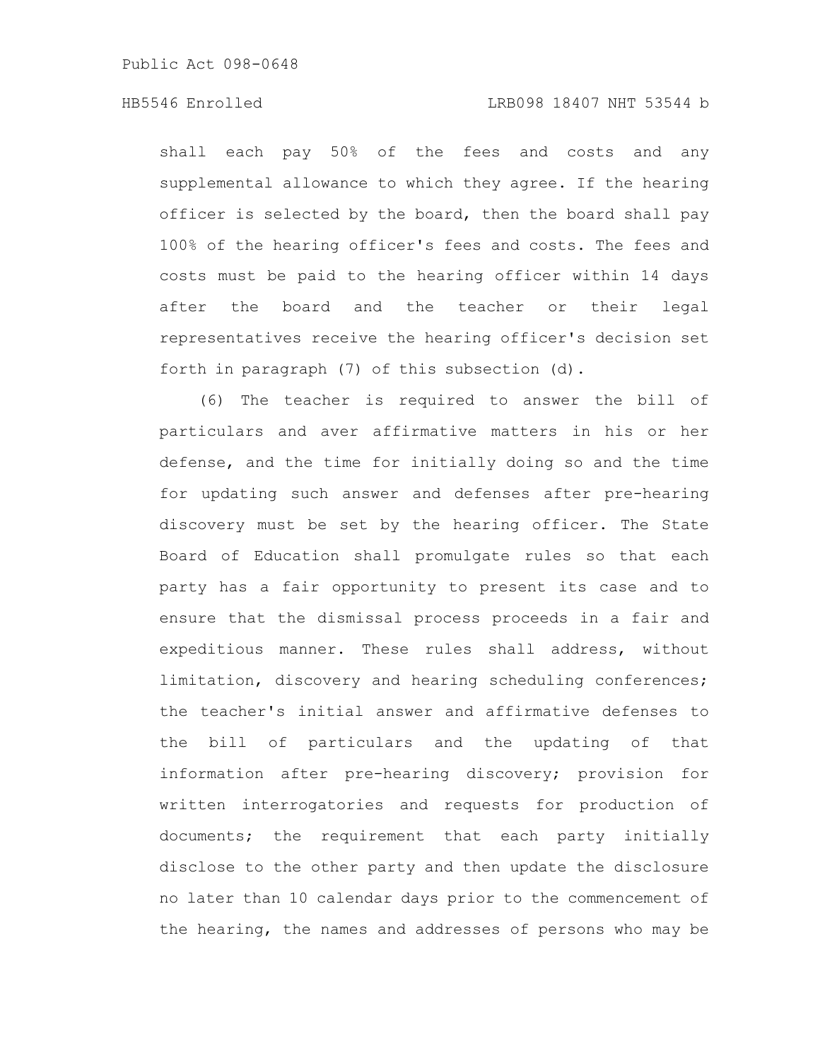shall each pay 50% of the fees and costs and any supplemental allowance to which they agree. If the hearing officer is selected by the board, then the board shall pay 100% of the hearing officer's fees and costs. The fees and costs must be paid to the hearing officer within 14 days after the board and the teacher or their legal representatives receive the hearing officer's decision set forth in paragraph (7) of this subsection (d).

(6) The teacher is required to answer the bill of particulars and aver affirmative matters in his or her defense, and the time for initially doing so and the time for updating such answer and defenses after pre-hearing discovery must be set by the hearing officer. The State Board of Education shall promulgate rules so that each party has a fair opportunity to present its case and to ensure that the dismissal process proceeds in a fair and expeditious manner. These rules shall address, without limitation, discovery and hearing scheduling conferences; the teacher's initial answer and affirmative defenses to the bill of particulars and the updating of that information after pre-hearing discovery; provision for written interrogatories and requests for production of documents; the requirement that each party initially disclose to the other party and then update the disclosure no later than 10 calendar days prior to the commencement of the hearing, the names and addresses of persons who may be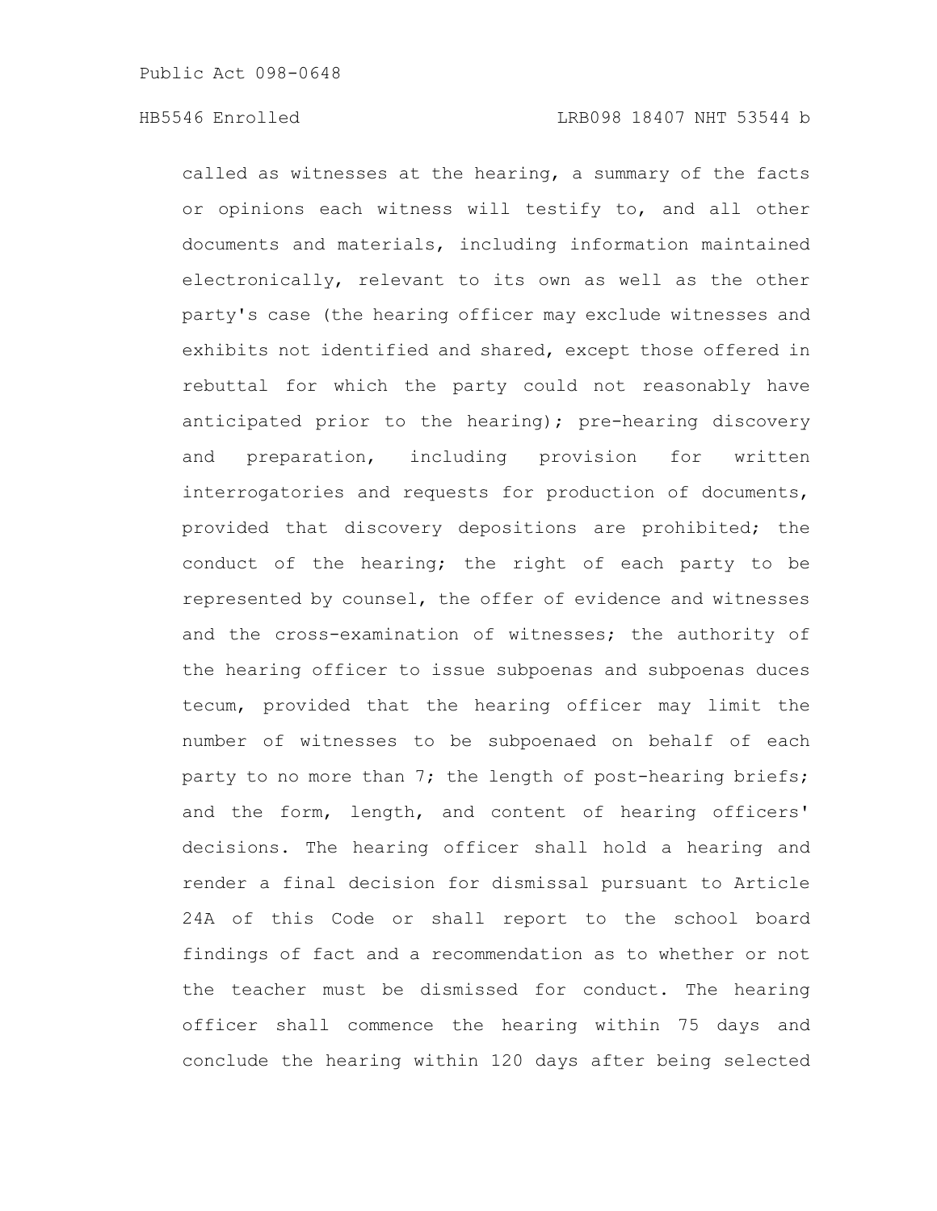called as witnesses at the hearing, a summary of the facts or opinions each witness will testify to, and all other documents and materials, including information maintained electronically, relevant to its own as well as the other party's case (the hearing officer may exclude witnesses and exhibits not identified and shared, except those offered in rebuttal for which the party could not reasonably have anticipated prior to the hearing); pre-hearing discovery and preparation, including provision for written interrogatories and requests for production of documents, provided that discovery depositions are prohibited; the conduct of the hearing; the right of each party to be represented by counsel, the offer of evidence and witnesses and the cross-examination of witnesses; the authority of the hearing officer to issue subpoenas and subpoenas duces tecum, provided that the hearing officer may limit the number of witnesses to be subpoenaed on behalf of each party to no more than 7; the length of post-hearing briefs; and the form, length, and content of hearing officers' decisions. The hearing officer shall hold a hearing and render a final decision for dismissal pursuant to Article 24A of this Code or shall report to the school board findings of fact and a recommendation as to whether or not the teacher must be dismissed for conduct. The hearing officer shall commence the hearing within 75 days and conclude the hearing within 120 days after being selected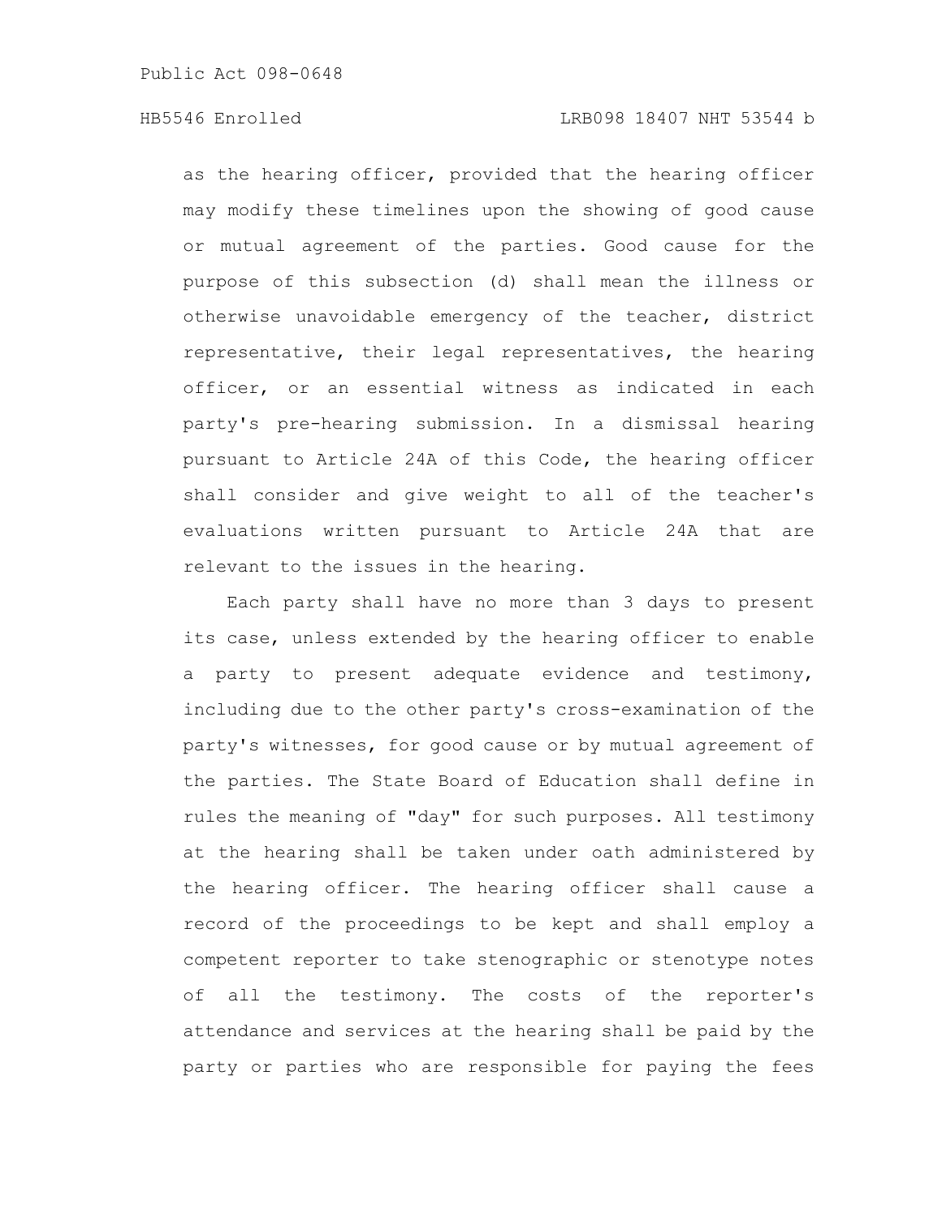as the hearing officer, provided that the hearing officer may modify these timelines upon the showing of good cause or mutual agreement of the parties. Good cause for the purpose of this subsection (d) shall mean the illness or otherwise unavoidable emergency of the teacher, district representative, their legal representatives, the hearing officer, or an essential witness as indicated in each party's pre-hearing submission. In a dismissal hearing pursuant to Article 24A of this Code, the hearing officer shall consider and give weight to all of the teacher's evaluations written pursuant to Article 24A that are relevant to the issues in the hearing.

Each party shall have no more than 3 days to present its case, unless extended by the hearing officer to enable a party to present adequate evidence and testimony, including due to the other party's cross-examination of the party's witnesses, for good cause or by mutual agreement of the parties. The State Board of Education shall define in rules the meaning of "day" for such purposes. All testimony at the hearing shall be taken under oath administered by the hearing officer. The hearing officer shall cause a record of the proceedings to be kept and shall employ a competent reporter to take stenographic or stenotype notes of all the testimony. The costs of the reporter's attendance and services at the hearing shall be paid by the party or parties who are responsible for paying the fees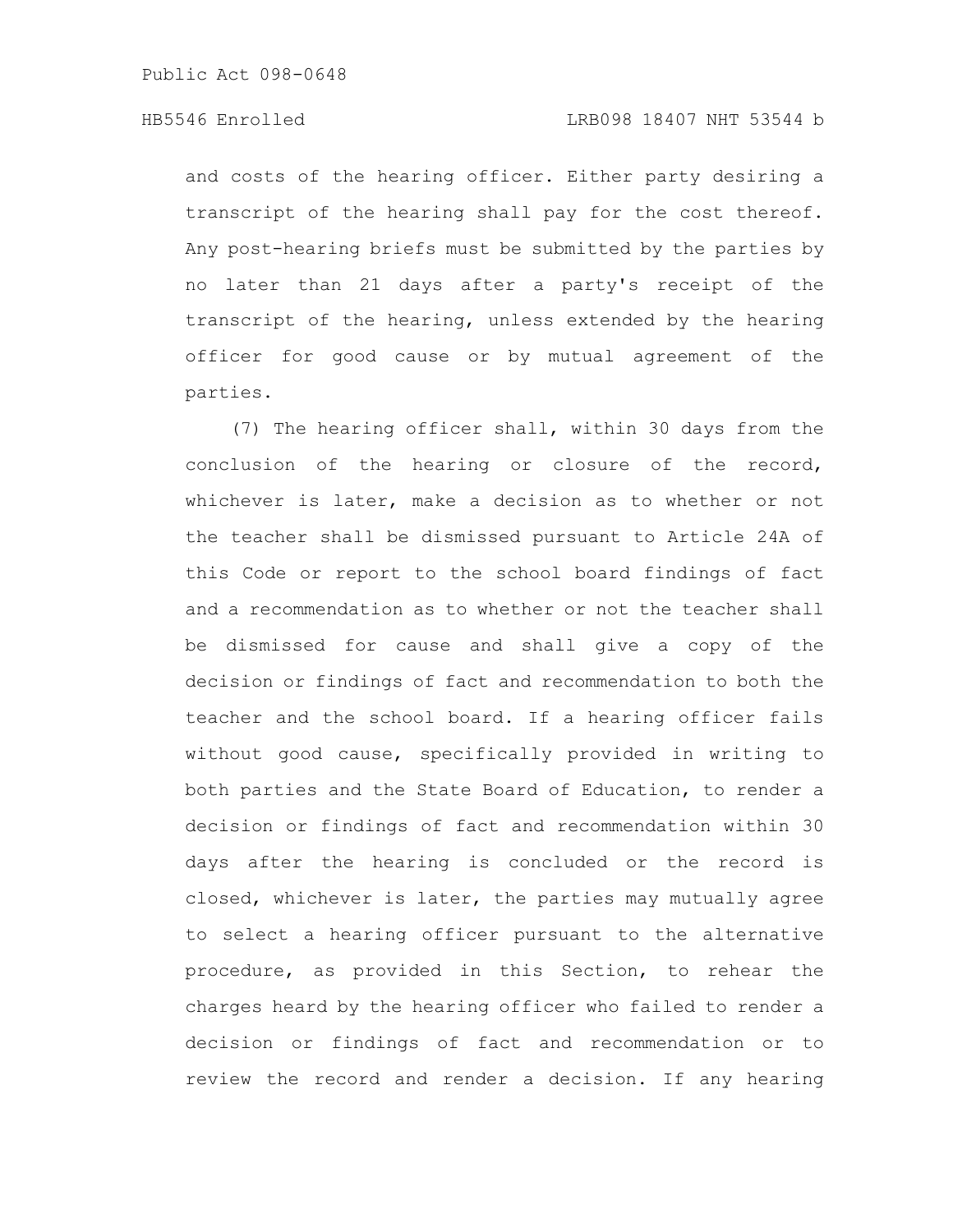and costs of the hearing officer. Either party desiring a transcript of the hearing shall pay for the cost thereof. Any post-hearing briefs must be submitted by the parties by no later than 21 days after a party's receipt of the transcript of the hearing, unless extended by the hearing officer for good cause or by mutual agreement of the parties.

(7) The hearing officer shall, within 30 days from the conclusion of the hearing or closure of the record, whichever is later, make a decision as to whether or not the teacher shall be dismissed pursuant to Article 24A of this Code or report to the school board findings of fact and a recommendation as to whether or not the teacher shall be dismissed for cause and shall give a copy of the decision or findings of fact and recommendation to both the teacher and the school board. If a hearing officer fails without good cause, specifically provided in writing to both parties and the State Board of Education, to render a decision or findings of fact and recommendation within 30 days after the hearing is concluded or the record is closed, whichever is later, the parties may mutually agree to select a hearing officer pursuant to the alternative procedure, as provided in this Section, to rehear the charges heard by the hearing officer who failed to render a decision or findings of fact and recommendation or to review the record and render a decision. If any hearing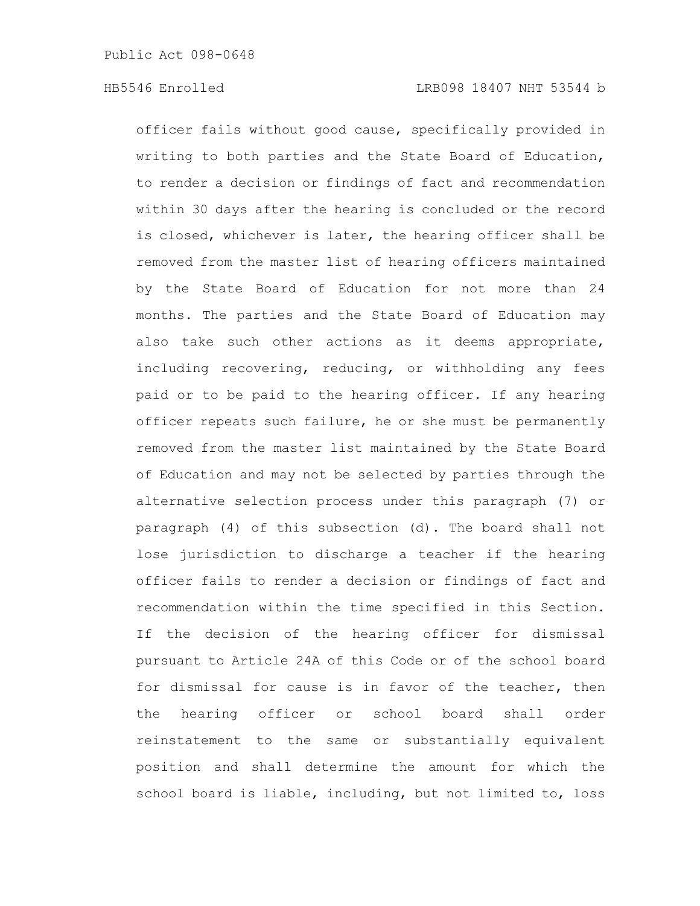officer fails without good cause, specifically provided in writing to both parties and the State Board of Education, to render a decision or findings of fact and recommendation within 30 days after the hearing is concluded or the record is closed, whichever is later, the hearing officer shall be removed from the master list of hearing officers maintained by the State Board of Education for not more than 24 months. The parties and the State Board of Education may also take such other actions as it deems appropriate, including recovering, reducing, or withholding any fees paid or to be paid to the hearing officer. If any hearing officer repeats such failure, he or she must be permanently removed from the master list maintained by the State Board of Education and may not be selected by parties through the alternative selection process under this paragraph (7) or paragraph (4) of this subsection (d). The board shall not lose jurisdiction to discharge a teacher if the hearing officer fails to render a decision or findings of fact and recommendation within the time specified in this Section. If the decision of the hearing officer for dismissal pursuant to Article 24A of this Code or of the school board for dismissal for cause is in favor of the teacher, then the hearing officer or school board shall order reinstatement to the same or substantially equivalent position and shall determine the amount for which the school board is liable, including, but not limited to, loss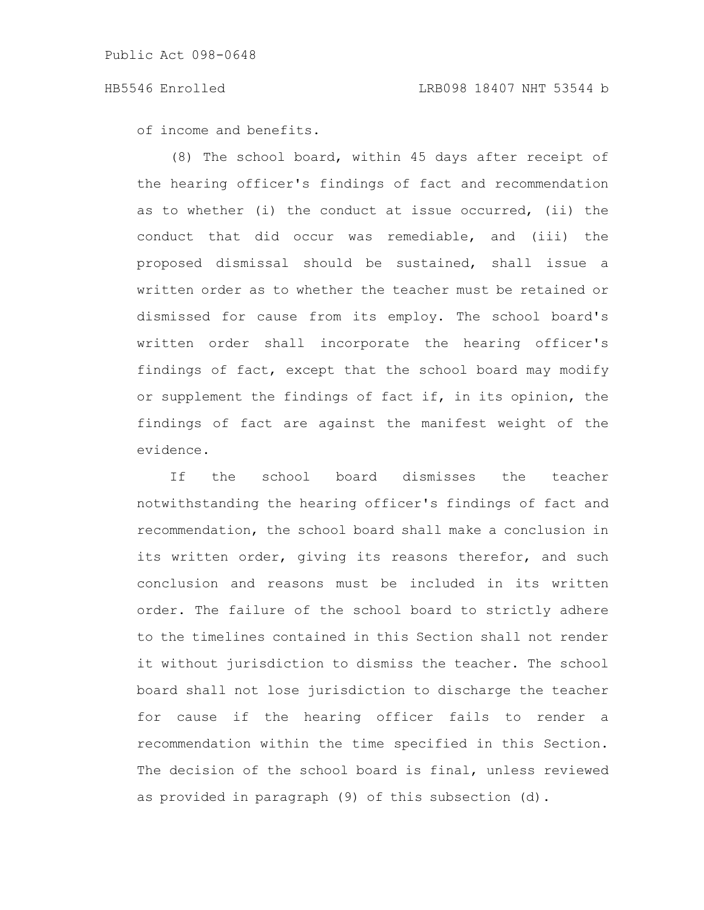of income and benefits.

(8) The school board, within 45 days after receipt of the hearing officer's findings of fact and recommendation as to whether (i) the conduct at issue occurred, (ii) the conduct that did occur was remediable, and (iii) the proposed dismissal should be sustained, shall issue a written order as to whether the teacher must be retained or dismissed for cause from its employ. The school board's written order shall incorporate the hearing officer's findings of fact, except that the school board may modify or supplement the findings of fact if, in its opinion, the findings of fact are against the manifest weight of the evidence.

If the school board dismisses the teacher notwithstanding the hearing officer's findings of fact and recommendation, the school board shall make a conclusion in its written order, giving its reasons therefor, and such conclusion and reasons must be included in its written order. The failure of the school board to strictly adhere to the timelines contained in this Section shall not render it without jurisdiction to dismiss the teacher. The school board shall not lose jurisdiction to discharge the teacher for cause if the hearing officer fails to render a recommendation within the time specified in this Section. The decision of the school board is final, unless reviewed as provided in paragraph (9) of this subsection (d).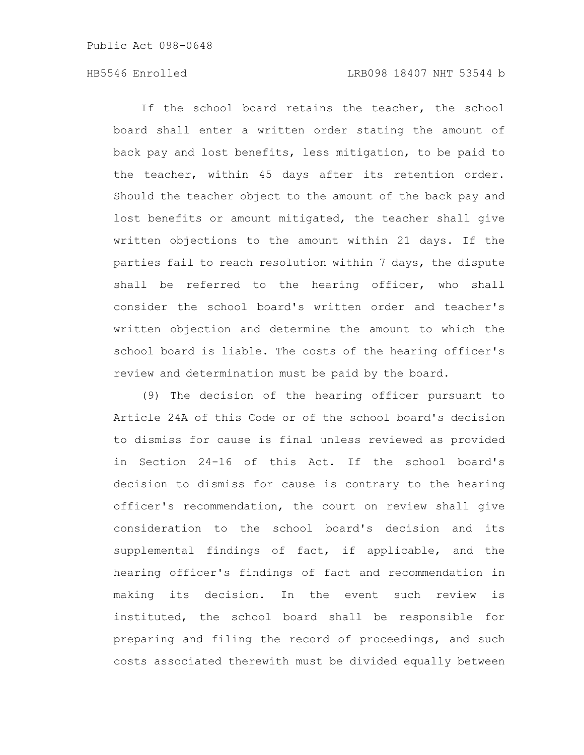If the school board retains the teacher, the school board shall enter a written order stating the amount of back pay and lost benefits, less mitigation, to be paid to the teacher, within 45 days after its retention order. Should the teacher object to the amount of the back pay and lost benefits or amount mitigated, the teacher shall give written objections to the amount within 21 days. If the parties fail to reach resolution within 7 days, the dispute shall be referred to the hearing officer, who shall consider the school board's written order and teacher's written objection and determine the amount to which the school board is liable. The costs of the hearing officer's review and determination must be paid by the board.

(9) The decision of the hearing officer pursuant to Article 24A of this Code or of the school board's decision to dismiss for cause is final unless reviewed as provided in Section 24-16 of this Act. If the school board's decision to dismiss for cause is contrary to the hearing officer's recommendation, the court on review shall give consideration to the school board's decision and its supplemental findings of fact, if applicable, and the hearing officer's findings of fact and recommendation in making its decision. In the event such review is instituted, the school board shall be responsible for preparing and filing the record of proceedings, and such costs associated therewith must be divided equally between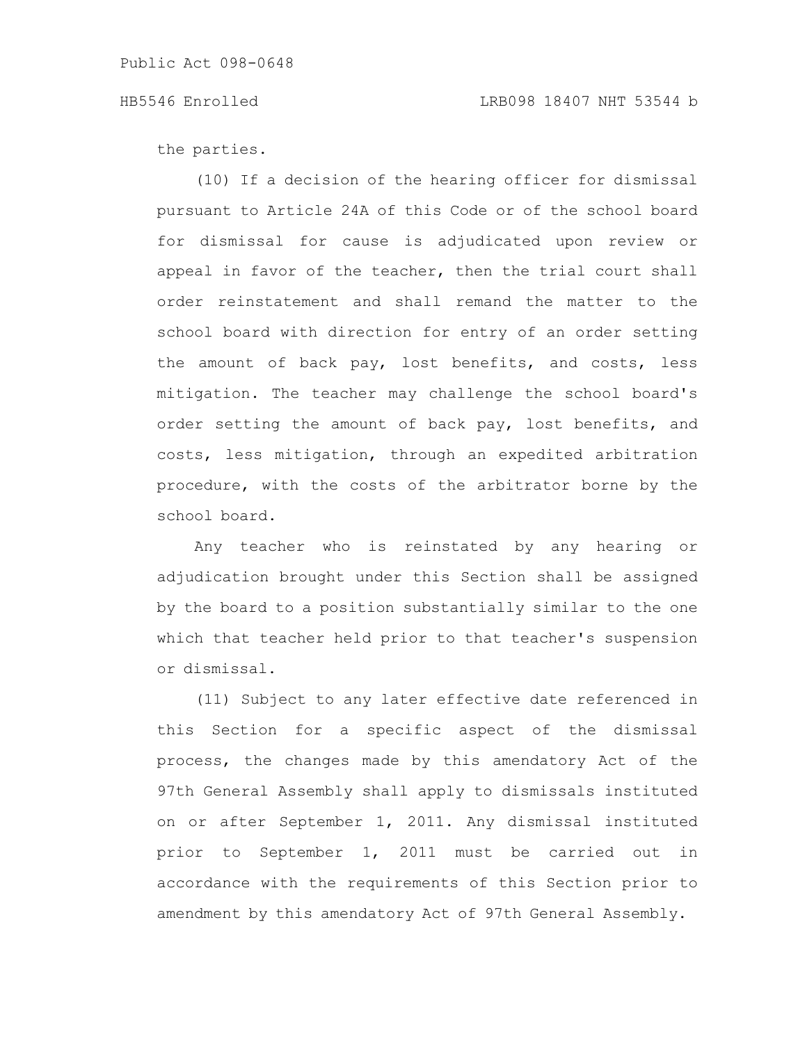the parties.

(10) If a decision of the hearing officer for dismissal pursuant to Article 24A of this Code or of the school board for dismissal for cause is adjudicated upon review or appeal in favor of the teacher, then the trial court shall order reinstatement and shall remand the matter to the school board with direction for entry of an order setting the amount of back pay, lost benefits, and costs, less mitigation. The teacher may challenge the school board's order setting the amount of back pay, lost benefits, and costs, less mitigation, through an expedited arbitration procedure, with the costs of the arbitrator borne by the school board.

Any teacher who is reinstated by any hearing or adjudication brought under this Section shall be assigned by the board to a position substantially similar to the one which that teacher held prior to that teacher's suspension or dismissal.

(11) Subject to any later effective date referenced in this Section for a specific aspect of the dismissal process, the changes made by this amendatory Act of the 97th General Assembly shall apply to dismissals instituted on or after September 1, 2011. Any dismissal instituted prior to September 1, 2011 must be carried out in accordance with the requirements of this Section prior to amendment by this amendatory Act of 97th General Assembly.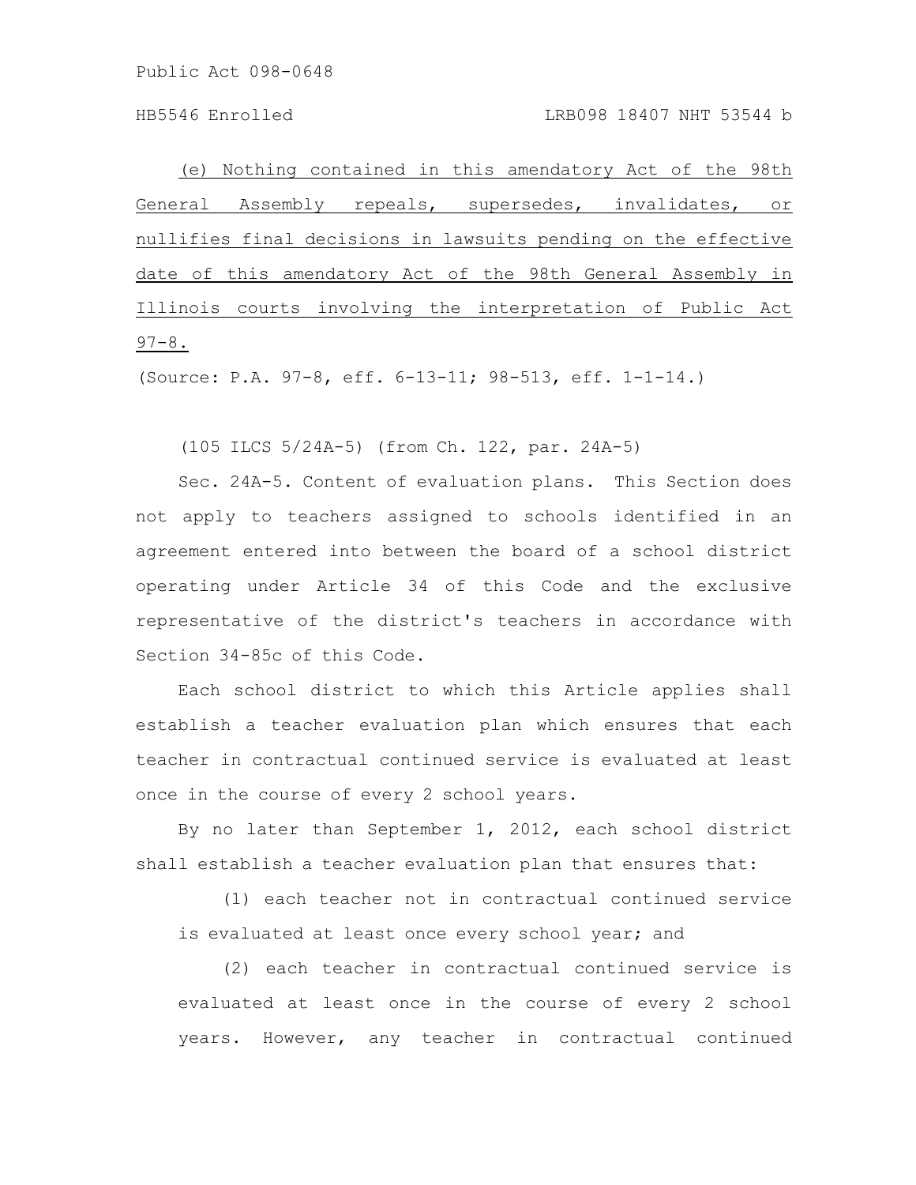(e) Nothing contained in this amendatory Act of the 98th General Assembly repeals, supersedes, invalidates, or nullifies final decisions in lawsuits pending on the effective date of this amendatory Act of the 98th General Assembly in Illinois courts involving the interpretation of Public Act 97-8.

(Source: P.A. 97-8, eff. 6-13-11; 98-513, eff. 1-1-14.)

(105 ILCS 5/24A-5) (from Ch. 122, par. 24A-5)

Sec. 24A-5. Content of evaluation plans. This Section does not apply to teachers assigned to schools identified in an agreement entered into between the board of a school district operating under Article 34 of this Code and the exclusive representative of the district's teachers in accordance with Section 34-85c of this Code.

Each school district to which this Article applies shall establish a teacher evaluation plan which ensures that each teacher in contractual continued service is evaluated at least once in the course of every 2 school years.

By no later than September 1, 2012, each school district shall establish a teacher evaluation plan that ensures that:

(1) each teacher not in contractual continued service is evaluated at least once every school year; and

(2) each teacher in contractual continued service is evaluated at least once in the course of every 2 school years. However, any teacher in contractual continued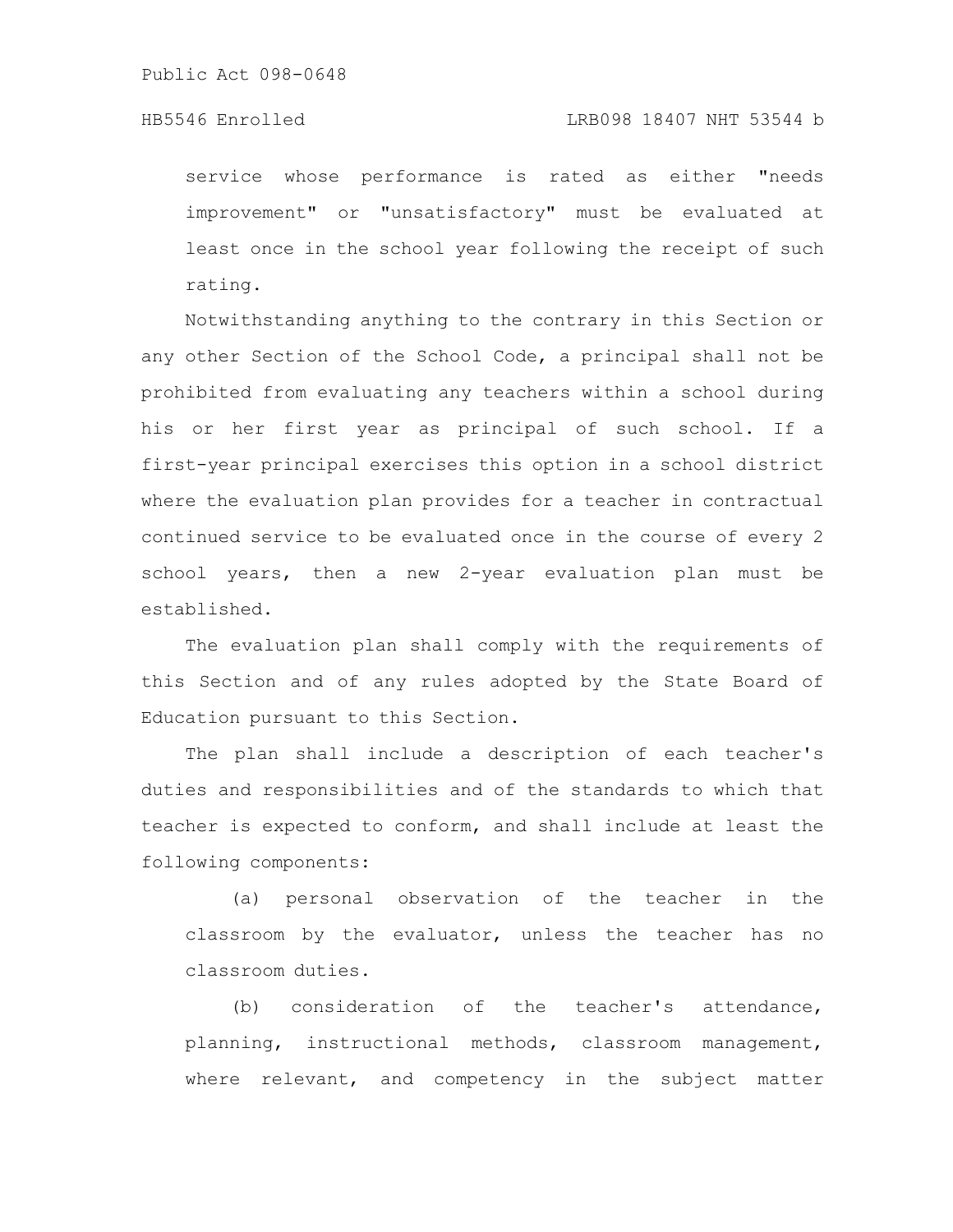service whose performance is rated as either "needs improvement" or "unsatisfactory" must be evaluated at least once in the school year following the receipt of such rating.

Notwithstanding anything to the contrary in this Section or any other Section of the School Code, a principal shall not be prohibited from evaluating any teachers within a school during his or her first year as principal of such school. If a first-year principal exercises this option in a school district where the evaluation plan provides for a teacher in contractual continued service to be evaluated once in the course of every 2 school years, then a new 2-year evaluation plan must be established.

The evaluation plan shall comply with the requirements of this Section and of any rules adopted by the State Board of Education pursuant to this Section.

The plan shall include a description of each teacher's duties and responsibilities and of the standards to which that teacher is expected to conform, and shall include at least the following components:

(a) personal observation of the teacher in the classroom by the evaluator, unless the teacher has no classroom duties.

(b) consideration of the teacher's attendance, planning, instructional methods, classroom management, where relevant, and competency in the subject matter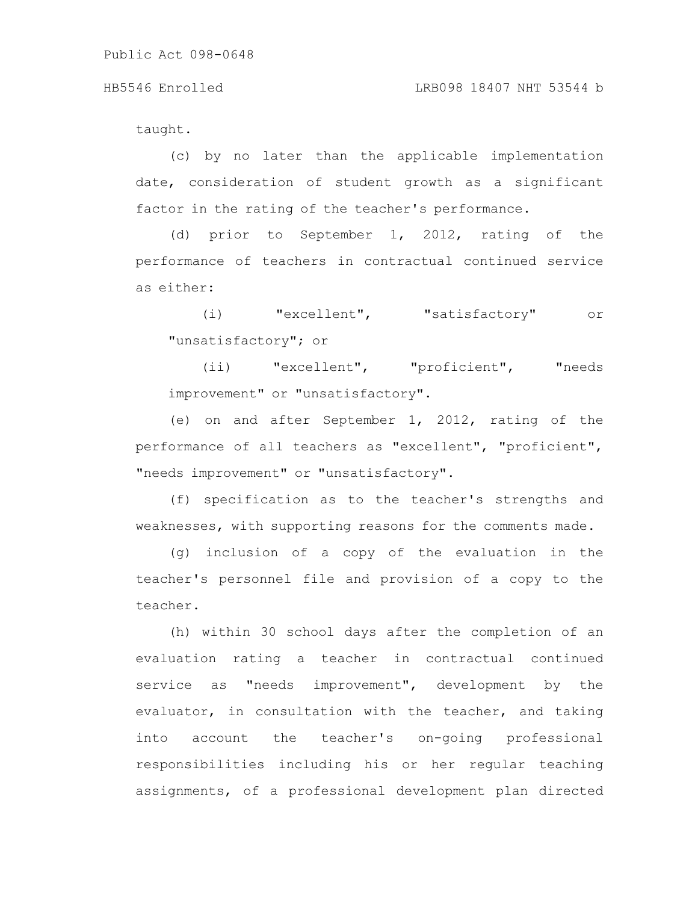taught.

(c) by no later than the applicable implementation date, consideration of student growth as a significant factor in the rating of the teacher's performance.

(d) prior to September 1, 2012, rating of the performance of teachers in contractual continued service as either:

(i) "excellent", "satisfactory" or "unsatisfactory"; or

(ii) "excellent", "proficient", "needs improvement" or "unsatisfactory".

(e) on and after September 1, 2012, rating of the performance of all teachers as "excellent", "proficient", "needs improvement" or "unsatisfactory".

(f) specification as to the teacher's strengths and weaknesses, with supporting reasons for the comments made.

(g) inclusion of a copy of the evaluation in the teacher's personnel file and provision of a copy to the teacher.

(h) within 30 school days after the completion of an evaluation rating a teacher in contractual continued service as "needs improvement", development by the evaluator, in consultation with the teacher, and taking into account the teacher's on-going professional responsibilities including his or her regular teaching assignments, of a professional development plan directed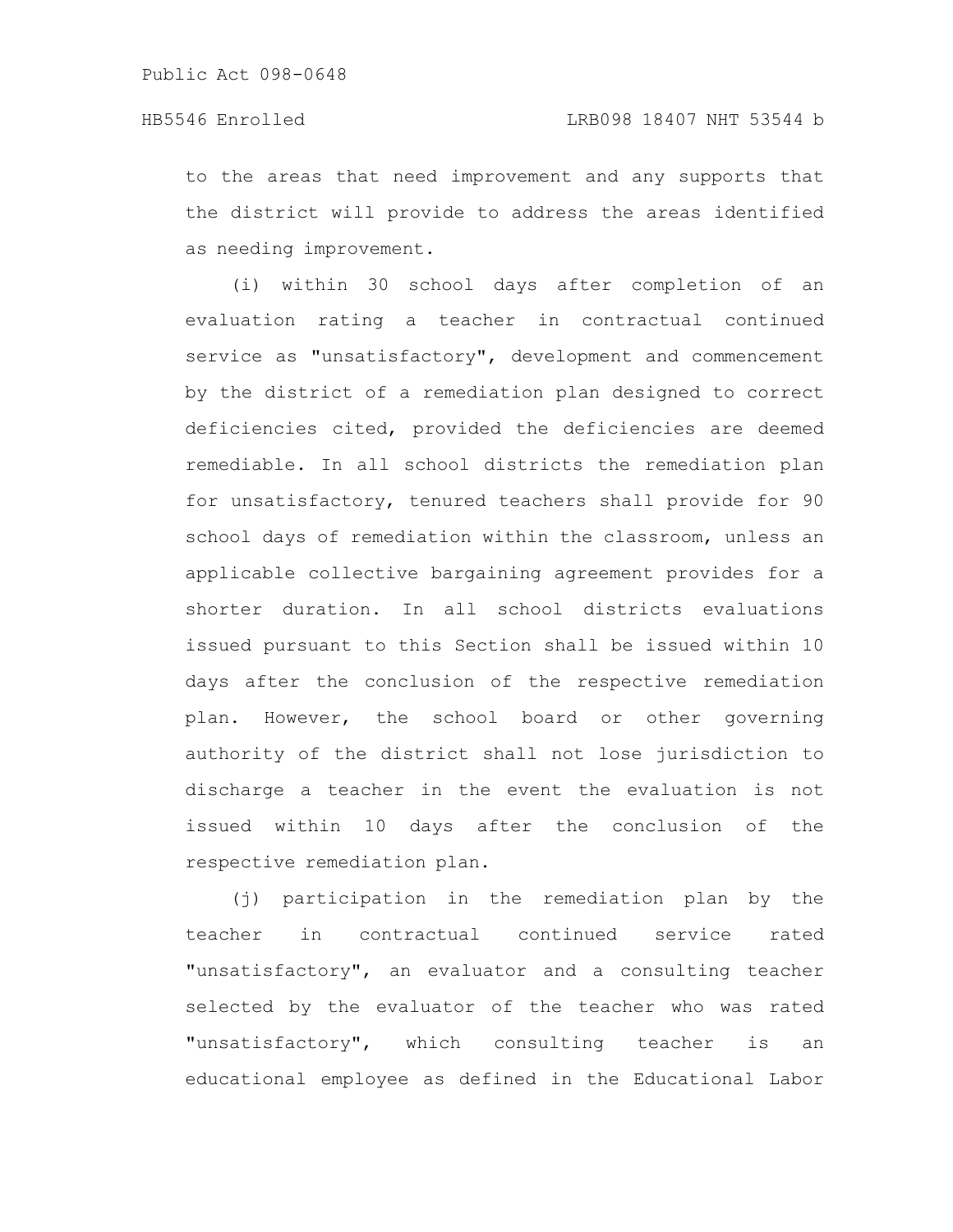to the areas that need improvement and any supports that the district will provide to address the areas identified as needing improvement.

(i) within 30 school days after completion of an evaluation rating a teacher in contractual continued service as "unsatisfactory", development and commencement by the district of a remediation plan designed to correct deficiencies cited, provided the deficiencies are deemed remediable. In all school districts the remediation plan for unsatisfactory, tenured teachers shall provide for 90 school days of remediation within the classroom, unless an applicable collective bargaining agreement provides for a shorter duration. In all school districts evaluations issued pursuant to this Section shall be issued within 10 days after the conclusion of the respective remediation plan. However, the school board or other governing authority of the district shall not lose jurisdiction to discharge a teacher in the event the evaluation is not issued within 10 days after the conclusion of the respective remediation plan.

(j) participation in the remediation plan by the teacher in contractual continued service rated "unsatisfactory", an evaluator and a consulting teacher selected by the evaluator of the teacher who was rated "unsatisfactory", which consulting teacher is an educational employee as defined in the Educational Labor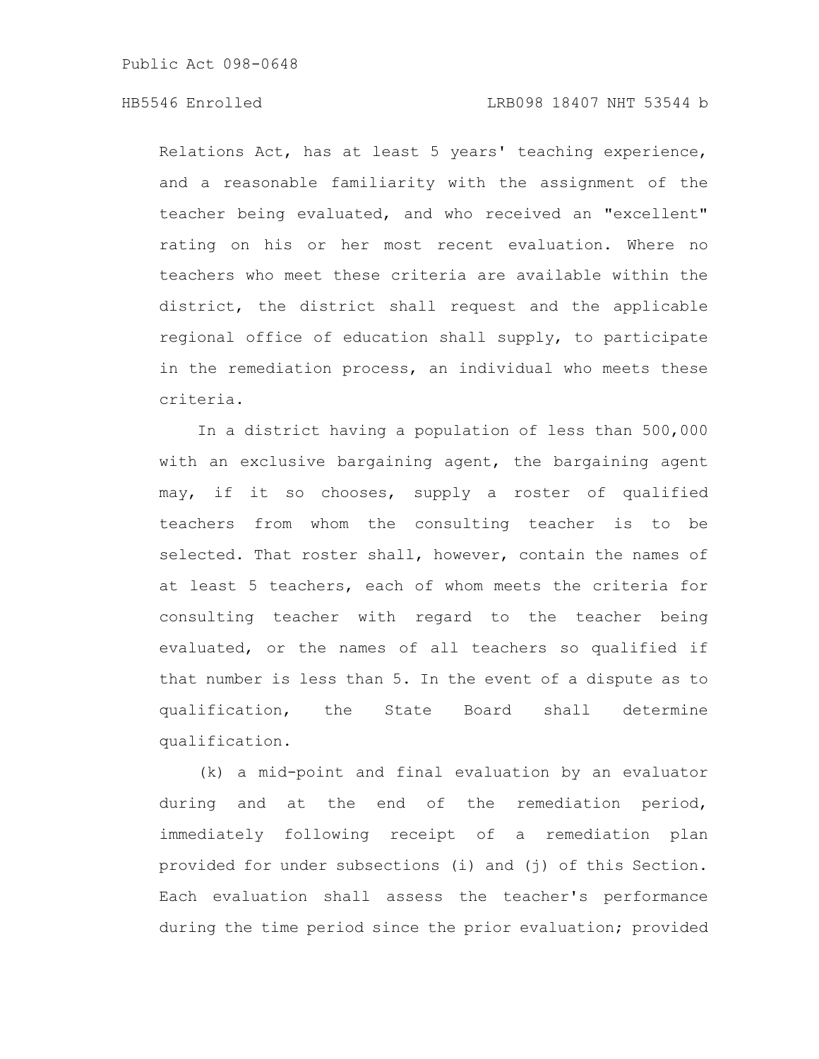Relations Act, has at least 5 years' teaching experience, and a reasonable familiarity with the assignment of the teacher being evaluated, and who received an "excellent" rating on his or her most recent evaluation. Where no teachers who meet these criteria are available within the district, the district shall request and the applicable regional office of education shall supply, to participate in the remediation process, an individual who meets these criteria.

In a district having a population of less than 500,000 with an exclusive bargaining agent, the bargaining agent may, if it so chooses, supply a roster of qualified teachers from whom the consulting teacher is to be selected. That roster shall, however, contain the names of at least 5 teachers, each of whom meets the criteria for consulting teacher with regard to the teacher being evaluated, or the names of all teachers so qualified if that number is less than 5. In the event of a dispute as to qualification, the State Board shall determine qualification.

(k) a mid-point and final evaluation by an evaluator during and at the end of the remediation period, immediately following receipt of a remediation plan provided for under subsections (i) and (j) of this Section. Each evaluation shall assess the teacher's performance during the time period since the prior evaluation; provided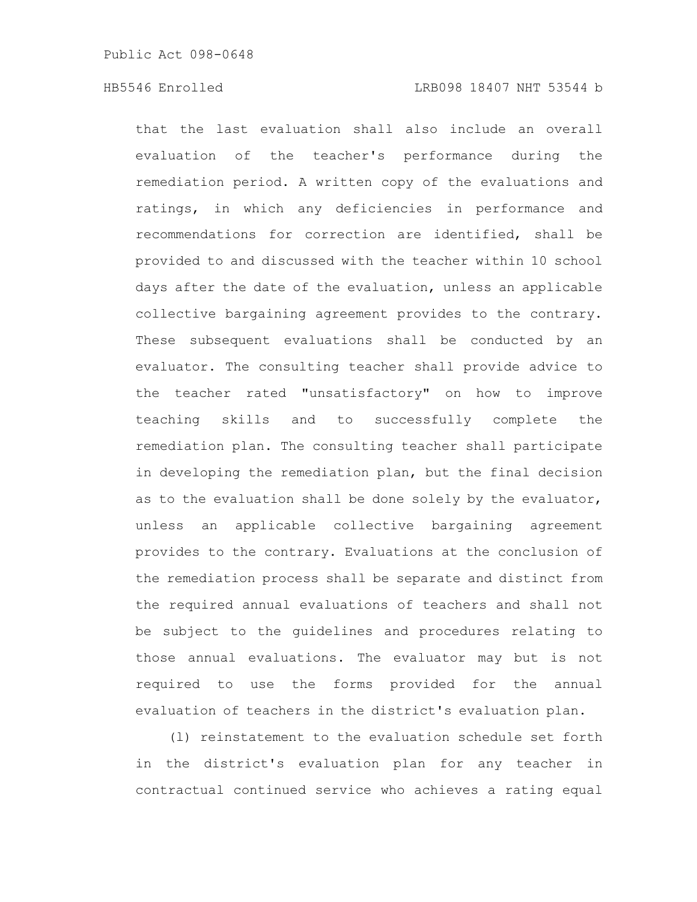that the last evaluation shall also include an overall evaluation of the teacher's performance during the remediation period. A written copy of the evaluations and ratings, in which any deficiencies in performance and recommendations for correction are identified, shall be provided to and discussed with the teacher within 10 school days after the date of the evaluation, unless an applicable collective bargaining agreement provides to the contrary. These subsequent evaluations shall be conducted by an evaluator. The consulting teacher shall provide advice to the teacher rated "unsatisfactory" on how to improve teaching skills and to successfully complete the remediation plan. The consulting teacher shall participate in developing the remediation plan, but the final decision as to the evaluation shall be done solely by the evaluator, unless an applicable collective bargaining agreement provides to the contrary. Evaluations at the conclusion of the remediation process shall be separate and distinct from the required annual evaluations of teachers and shall not be subject to the guidelines and procedures relating to those annual evaluations. The evaluator may but is not required to use the forms provided for the annual evaluation of teachers in the district's evaluation plan.

(l) reinstatement to the evaluation schedule set forth in the district's evaluation plan for any teacher in contractual continued service who achieves a rating equal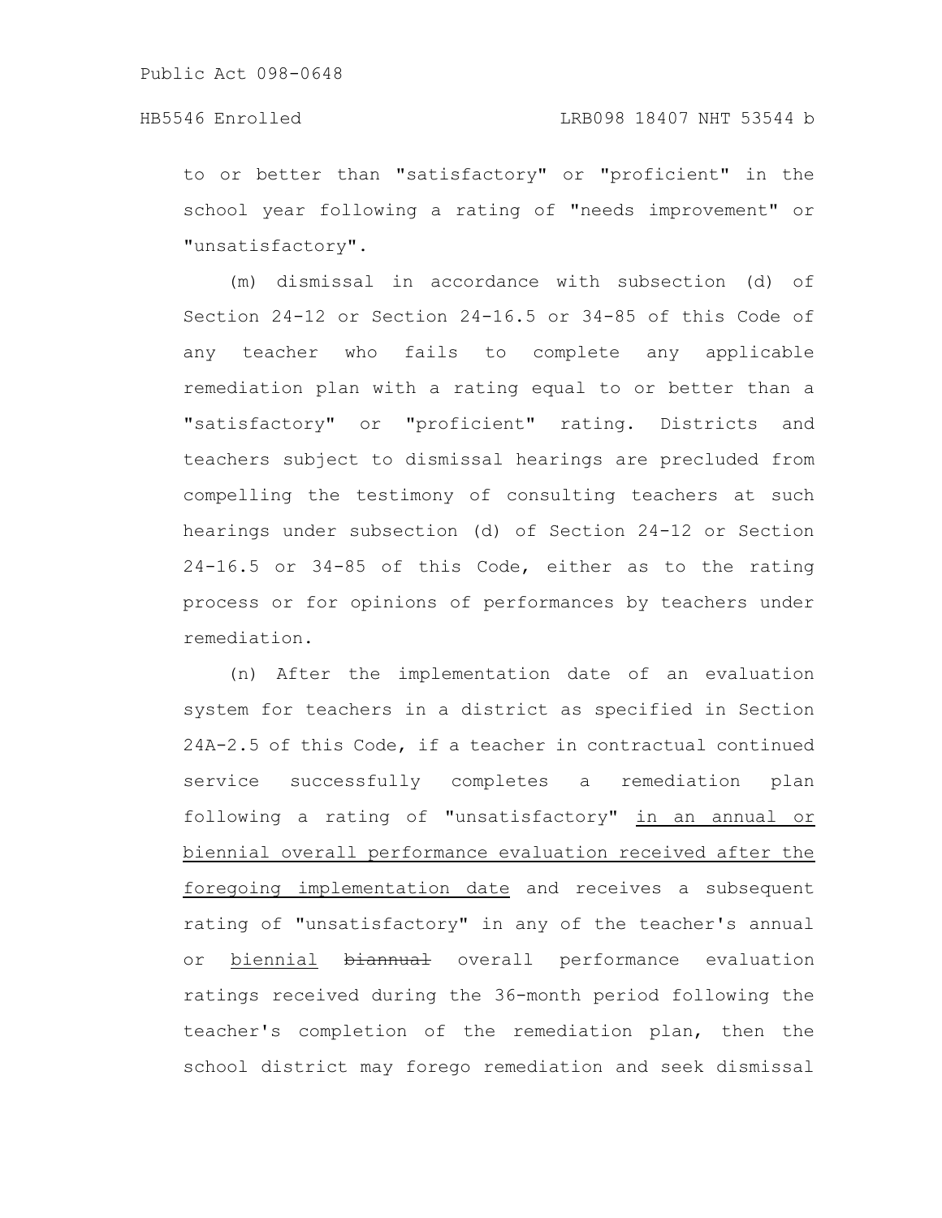to or better than "satisfactory" or "proficient" in the school year following a rating of "needs improvement" or "unsatisfactory".

(m) dismissal in accordance with subsection (d) of Section 24-12 or Section 24-16.5 or 34-85 of this Code of any teacher who fails to complete any applicable remediation plan with a rating equal to or better than a "satisfactory" or "proficient" rating. Districts and teachers subject to dismissal hearings are precluded from compelling the testimony of consulting teachers at such hearings under subsection (d) of Section 24-12 or Section 24-16.5 or 34-85 of this Code, either as to the rating process or for opinions of performances by teachers under remediation.

(n) After the implementation date of an evaluation system for teachers in a district as specified in Section 24A-2.5 of this Code, if a teacher in contractual continued service successfully completes a remediation plan following a rating of "unsatisfactory" <u>in an annual or biennial overall performance evaluation received after the foregoing implementation date</u> and receives a subsequent rating of "unsatisfactory" in any of the teacher's annual or <u>biennial</u> ~~biannual~~ overall performance evaluation ratings received during the 36-month period following the teacher's completion of the remediation plan, then the school district may forego remediation and seek dismissal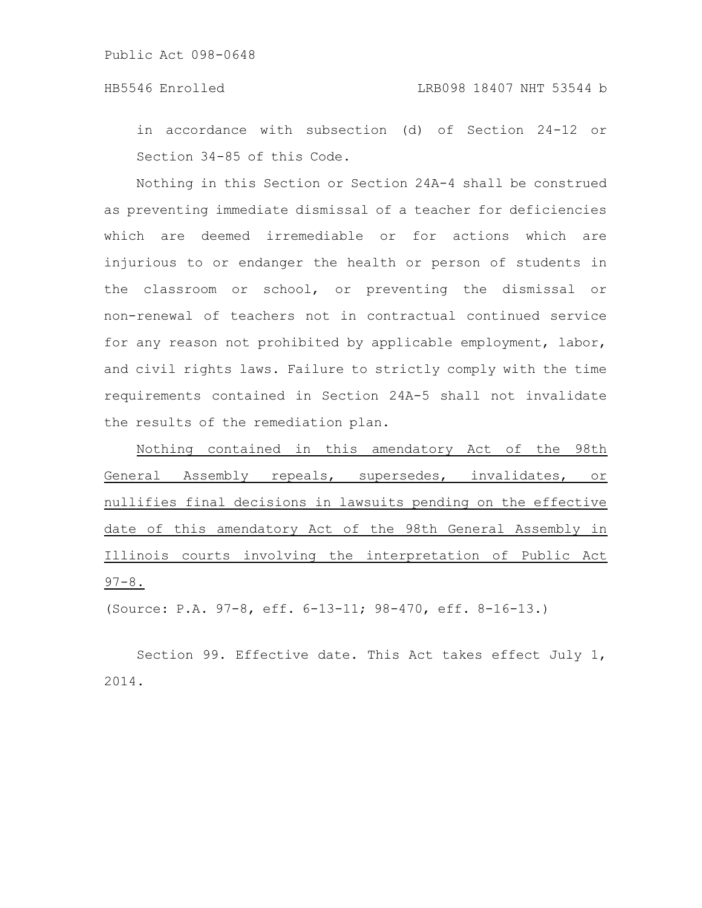in accordance with subsection (d) of Section 24-12 or Section 34-85 of this Code.

Nothing in this Section or Section 24A-4 shall be construed as preventing immediate dismissal of a teacher for deficiencies which are deemed irremediable or for actions which are injurious to or endanger the health or person of students in the classroom or school, or preventing the dismissal or non-renewal of teachers not in contractual continued service for any reason not prohibited by applicable employment, labor, and civil rights laws. Failure to strictly comply with the time requirements contained in Section 24A-5 shall not invalidate the results of the remediation plan.

Nothing contained in this amendatory Act of the 98th General Assembly repeals, supersedes, invalidates, or nullifies final decisions in lawsuits pending on the effective date of this amendatory Act of the 98th General Assembly in Illinois courts involving the interpretation of Public Act 97-8.

(Source: P.A. 97-8, eff. 6-13-11; 98-470, eff. 8-16-13.)

Section 99. Effective date. This Act takes effect July 1, 2014.